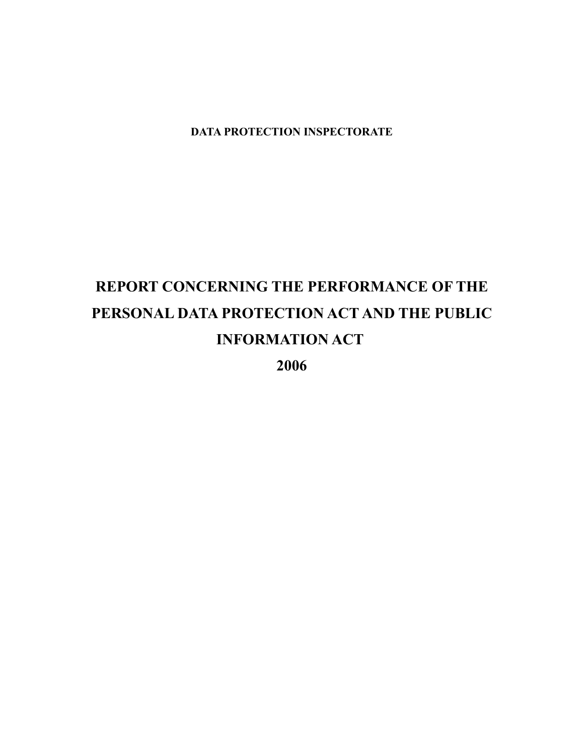**DATA PROTECTION INSPECTORATE**

# REPORT CONCERNING THE PERFORMANCE OF THE PERSONAL DATA PROTECTION ACT AND THE PUBLIC INFORMATION ACT

# 2006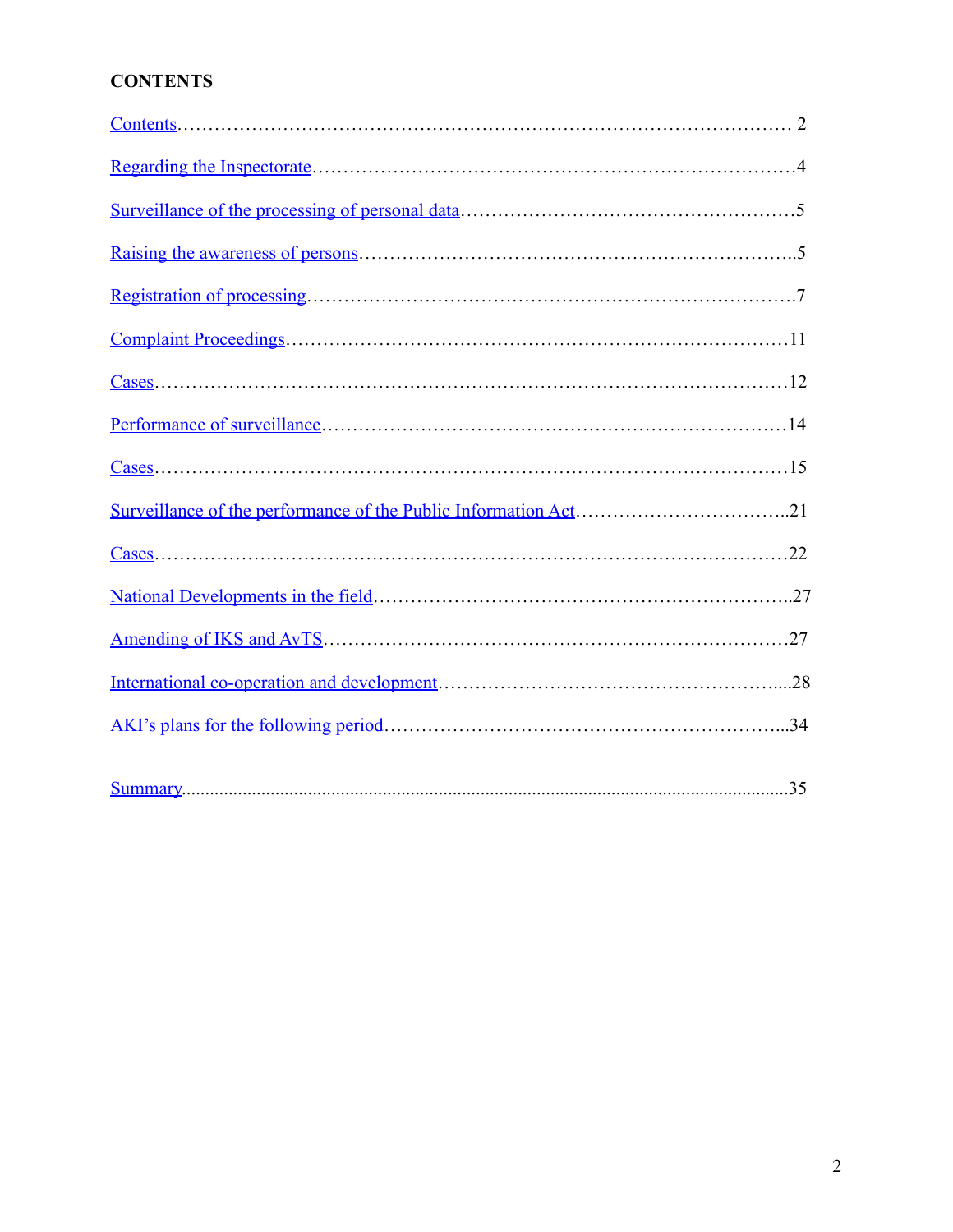**CONTENTS**

Contents…………………………………………………………………………………… 2

Regarding the Inspectorate…………………………………………………………………4

Surveillance of the processing of personal data……………………………………………5

Raising the awareness of persons…………………………………………………………..5

Registration of processing…………………………………………………………………7

Complaint Proceedings……………………………………………………………………11

Cases………………………………………………………………………………………12

Performance of surveillance………………………………………………………………14

Cases………………………………………………………………………………………15

Surveillance of the performance of the Public Information Act……………………………..21

Cases………………………………………………………………………………………22

National Developments in the field………………………………………………………..27

Amending of IKS and AvTS………………………………………………………………27

International co-operation and development…………………………………………….....28

AKI's plans for the following period………………………………………………………...34

Summary...........................................................................................................................35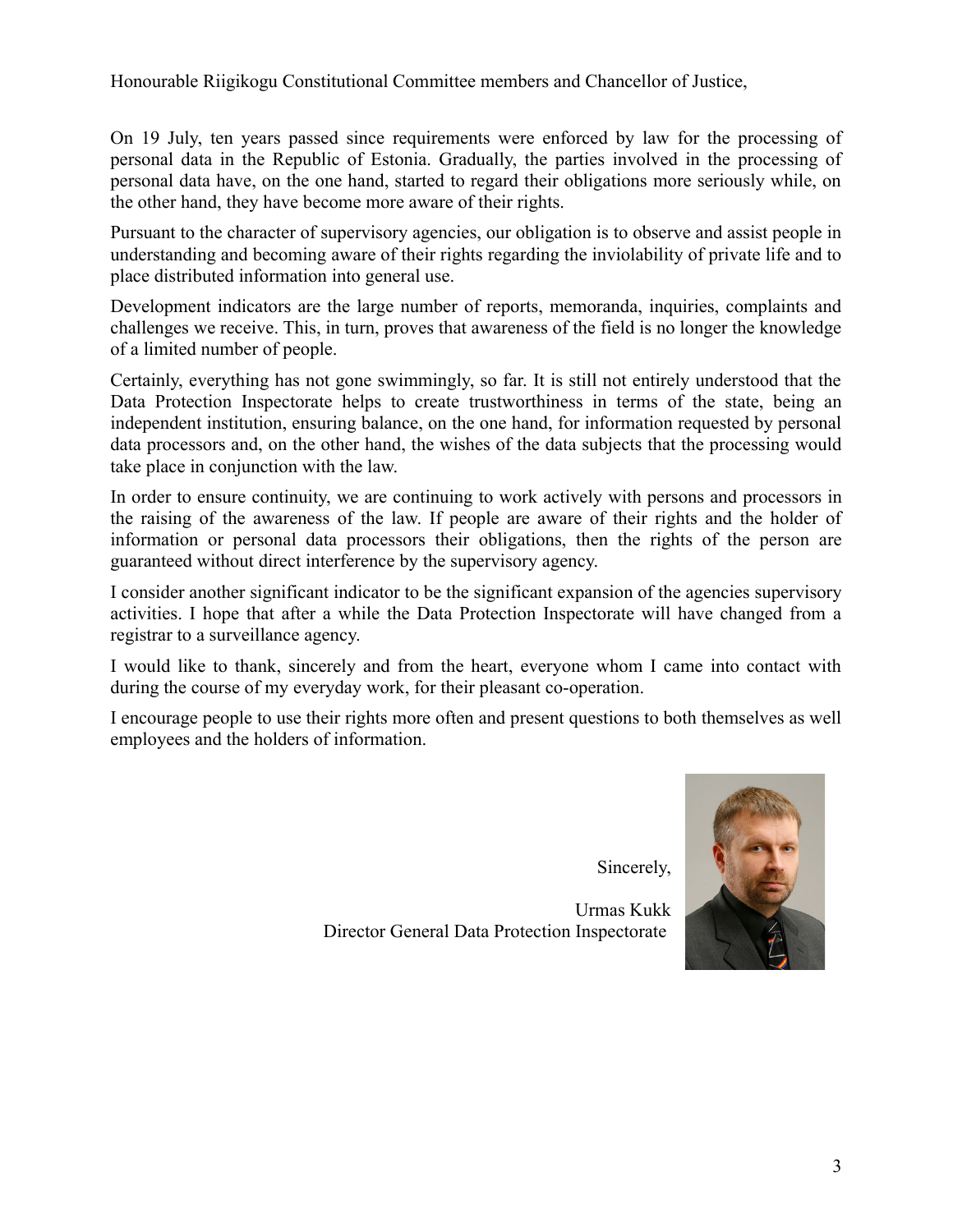Honourable Riigikogu Constitutional Committee members and Chancellor of Justice,

On 19 July, ten years passed since requirements were enforced by law for the processing of personal data in the Republic of Estonia. Gradually, the parties involved in the processing of personal data have, on the one hand, started to regard their obligations more seriously while, on the other hand, they have become more aware of their rights.

Pursuant to the character of supervisory agencies, our obligation is to observe and assist people in understanding and becoming aware of their rights regarding the inviolability of private life and to place distributed information into general use.

Development indicators are the large number of reports, memoranda, inquiries, complaints and challenges we receive. This, in turn, proves that awareness of the field is no longer the knowledge of a limited number of people.

Certainly, everything has not gone swimmingly, so far. It is still not entirely understood that the Data Protection Inspectorate helps to create trustworthiness in terms of the state, being an independent institution, ensuring balance, on the one hand, for information requested by personal data processors and, on the other hand, the wishes of the data subjects that the processing would take place in conjunction with the law.

In order to ensure continuity, we are continuing to work actively with persons and processors in the raising of the awareness of the law. If people are aware of their rights and the holder of information or personal data processors their obligations, then the rights of the person are guaranteed without direct interference by the supervisory agency.

I consider another significant indicator to be the significant expansion of the agencies supervisory activities. I hope that after a while the Data Protection Inspectorate will have changed from a registrar to a surveillance agency.

I would like to thank, sincerely and from the heart, everyone whom I came into contact with during the course of my everyday work, for their pleasant co-operation.

I encourage people to use their rights more often and present questions to both themselves as well employees and the holders of information.

Sincerely,

Urmas Kukk
Director General Data Protection Inspectorate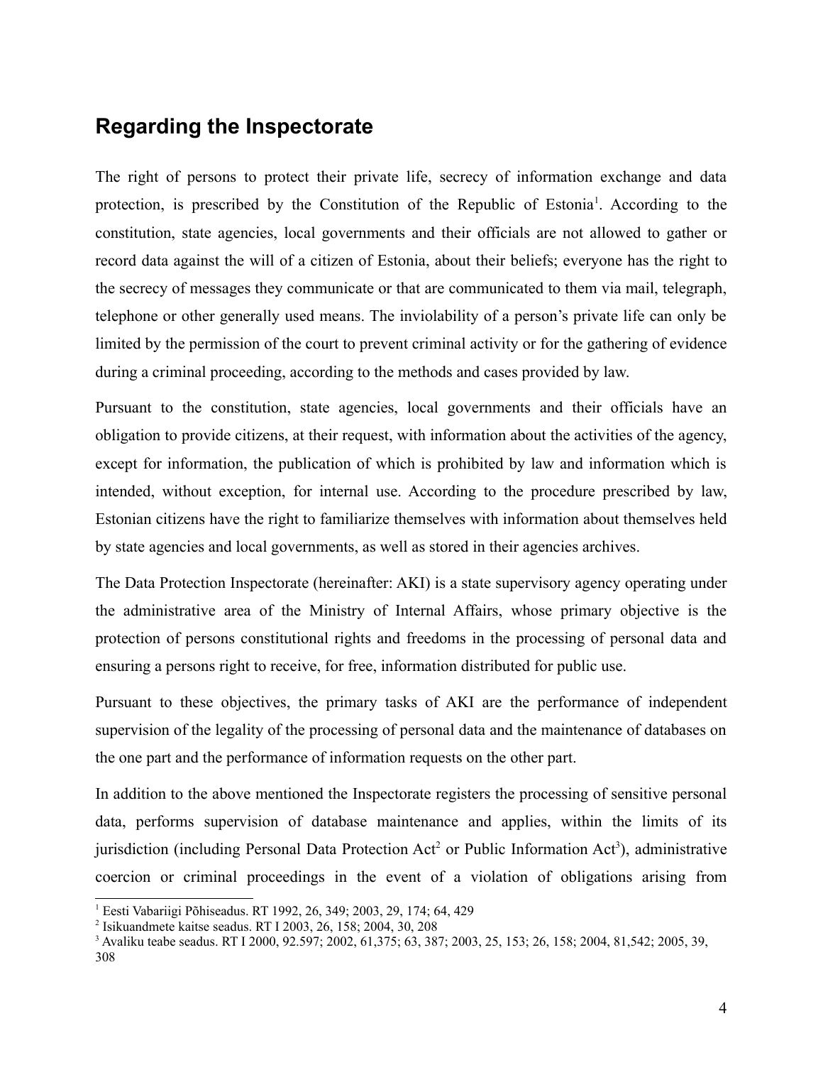## Regarding the Inspectorate

The right of persons to protect their private life, secrecy of information exchange and data protection, is prescribed by the Constitution of the Republic of Estonia[1]. According to the constitution, state agencies, local governments and their officials are not allowed to gather or record data against the will of a citizen of Estonia, about their beliefs; everyone has the right to the secrecy of messages they communicate or that are communicated to them via mail, telegraph, telephone or other generally used means. The inviolability of a person's private life can only be limited by the permission of the court to prevent criminal activity or for the gathering of evidence during a criminal proceeding, according to the methods and cases provided by law.

Pursuant to the constitution, state agencies, local governments and their officials have an obligation to provide citizens, at their request, with information about the activities of the agency, except for information, the publication of which is prohibited by law and information which is intended, without exception, for internal use. According to the procedure prescribed by law, Estonian citizens have the right to familiarize themselves with information about themselves held by state agencies and local governments, as well as stored in their agencies archives.

The Data Protection Inspectorate (hereinafter: AKI) is a state supervisory agency operating under the administrative area of the Ministry of Internal Affairs, whose primary objective is the protection of persons constitutional rights and freedoms in the processing of personal data and ensuring a persons right to receive, for free, information distributed for public use.

Pursuant to these objectives, the primary tasks of AKI are the performance of independent supervision of the legality of the processing of personal data and the maintenance of databases on the one part and the performance of information requests on the other part.

In addition to the above mentioned the Inspectorate registers the processing of sensitive personal data, performs supervision of database maintenance and applies, within the limits of its jurisdiction (including Personal Data Protection Act[2] or Public Information Act[3]), administrative coercion or criminal proceedings in the event of a violation of obligations arising from

---

[1] Eesti Vabariigi Põhiseadus. RT 1992, 26, 349; 2003, 29, 174; 64, 429

[2] Isikuandmete kaitse seadus. RT I 2003, 26, 158; 2004, 30, 208

[3] Avaliku teabe seadus. RT I 2000, 92.597; 2002, 61,375; 63, 387; 2003, 25, 153; 26, 158; 2004, 81,542; 2005, 39, 308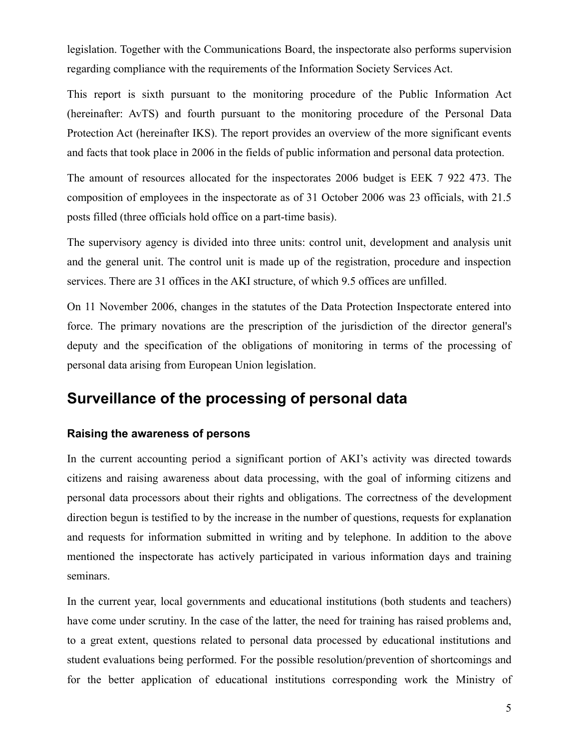legislation. Together with the Communications Board, the inspectorate also performs supervision regarding compliance with the requirements of the Information Society Services Act.

This report is sixth pursuant to the monitoring procedure of the Public Information Act (hereinafter: AvTS) and fourth pursuant to the monitoring procedure of the Personal Data Protection Act (hereinafter IKS). The report provides an overview of the more significant events and facts that took place in 2006 in the fields of public information and personal data protection.

The amount of resources allocated for the inspectorates 2006 budget is EEK 7 922 473. The composition of employees in the inspectorate as of 31 October 2006 was 23 officials, with 21.5 posts filled (three officials hold office on a part-time basis).

The supervisory agency is divided into three units: control unit, development and analysis unit and the general unit. The control unit is made up of the registration, procedure and inspection services. There are 31 offices in the AKI structure, of which 9.5 offices are unfilled.

On 11 November 2006, changes in the statutes of the Data Protection Inspectorate entered into force. The primary novations are the prescription of the jurisdiction of the director general's deputy and the specification of the obligations of monitoring in terms of the processing of personal data arising from European Union legislation.

## Surveillance of the processing of personal data

### Raising the awareness of persons

In the current accounting period a significant portion of AKI's activity was directed towards citizens and raising awareness about data processing, with the goal of informing citizens and personal data processors about their rights and obligations. The correctness of the development direction begun is testified to by the increase in the number of questions, requests for explanation and requests for information submitted in writing and by telephone. In addition to the above mentioned the inspectorate has actively participated in various information days and training seminars.

In the current year, local governments and educational institutions (both students and teachers) have come under scrutiny. In the case of the latter, the need for training has raised problems and, to a great extent, questions related to personal data processed by educational institutions and student evaluations being performed. For the possible resolution/prevention of shortcomings and for the better application of educational institutions corresponding work the Ministry of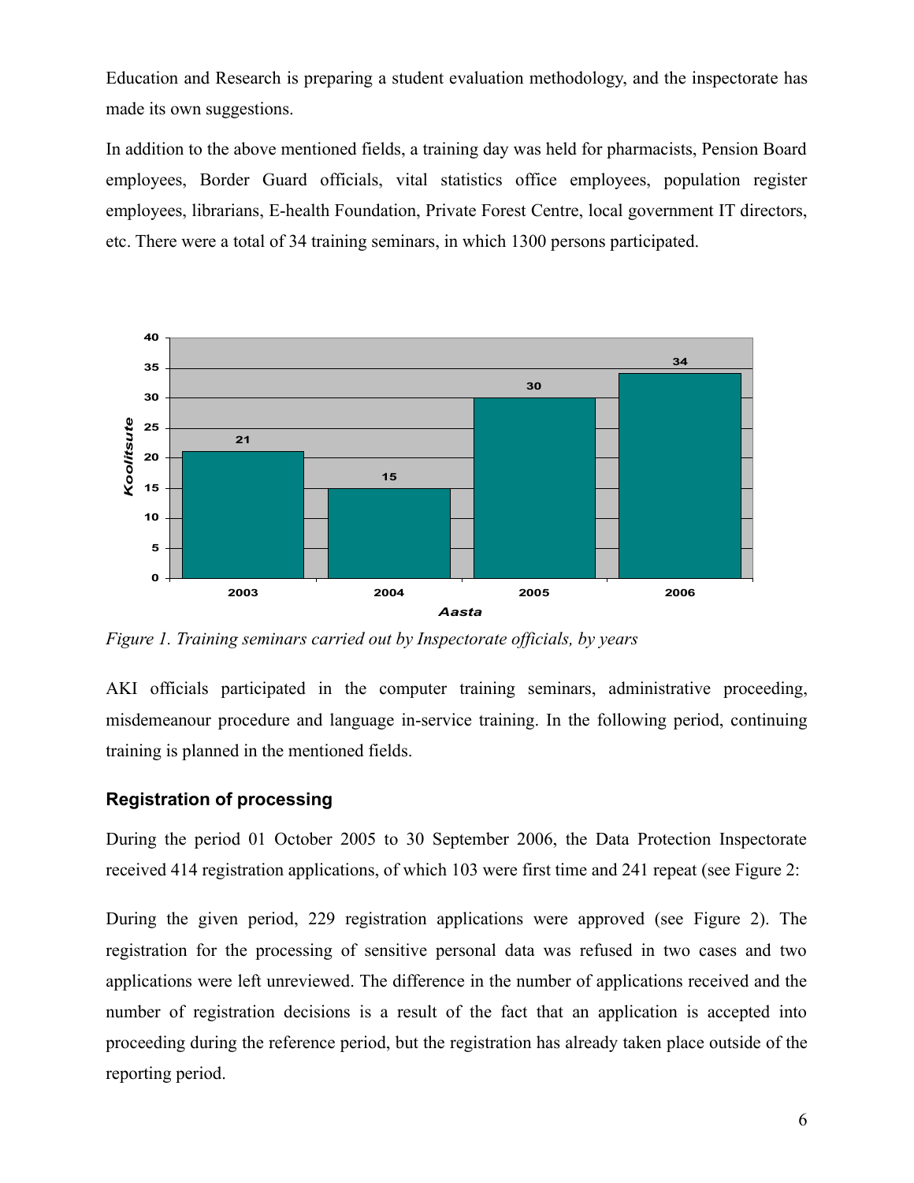Education and Research is preparing a student evaluation methodology, and the inspectorate has made its own suggestions.

In addition to the above mentioned fields, a training day was held for pharmacists, Pension Board employees, Border Guard officials, vital statistics office employees, population register employees, librarians, E-health Foundation, Private Forest Centre, local government IT directors, etc. There were a total of 34 training seminars, in which 1300 persons participated.

| Aasta | Koolitsute |
| --- | --- |
| 2003 | 21 |
| 2004 | 15 |
| 2005 | 30 |
| 2006 | 34 |

*Figure 1. Training seminars carried out by Inspectorate officials, by years*

AKI officials participated in the computer training seminars, administrative proceeding, misdemeanour procedure and language in-service training. In the following period, continuing training is planned in the mentioned fields.

### Registration of processing

During the period 01 October 2005 to 30 September 2006, the Data Protection Inspectorate received 414 registration applications, of which 103 were first time and 241 repeat (see Figure 2:

During the given period, 229 registration applications were approved (see Figure 2). The registration for the processing of sensitive personal data was refused in two cases and two applications were left unreviewed. The difference in the number of applications received and the number of registration decisions is a result of the fact that an application is accepted into proceeding during the reference period, but the registration has already taken place outside of the reporting period.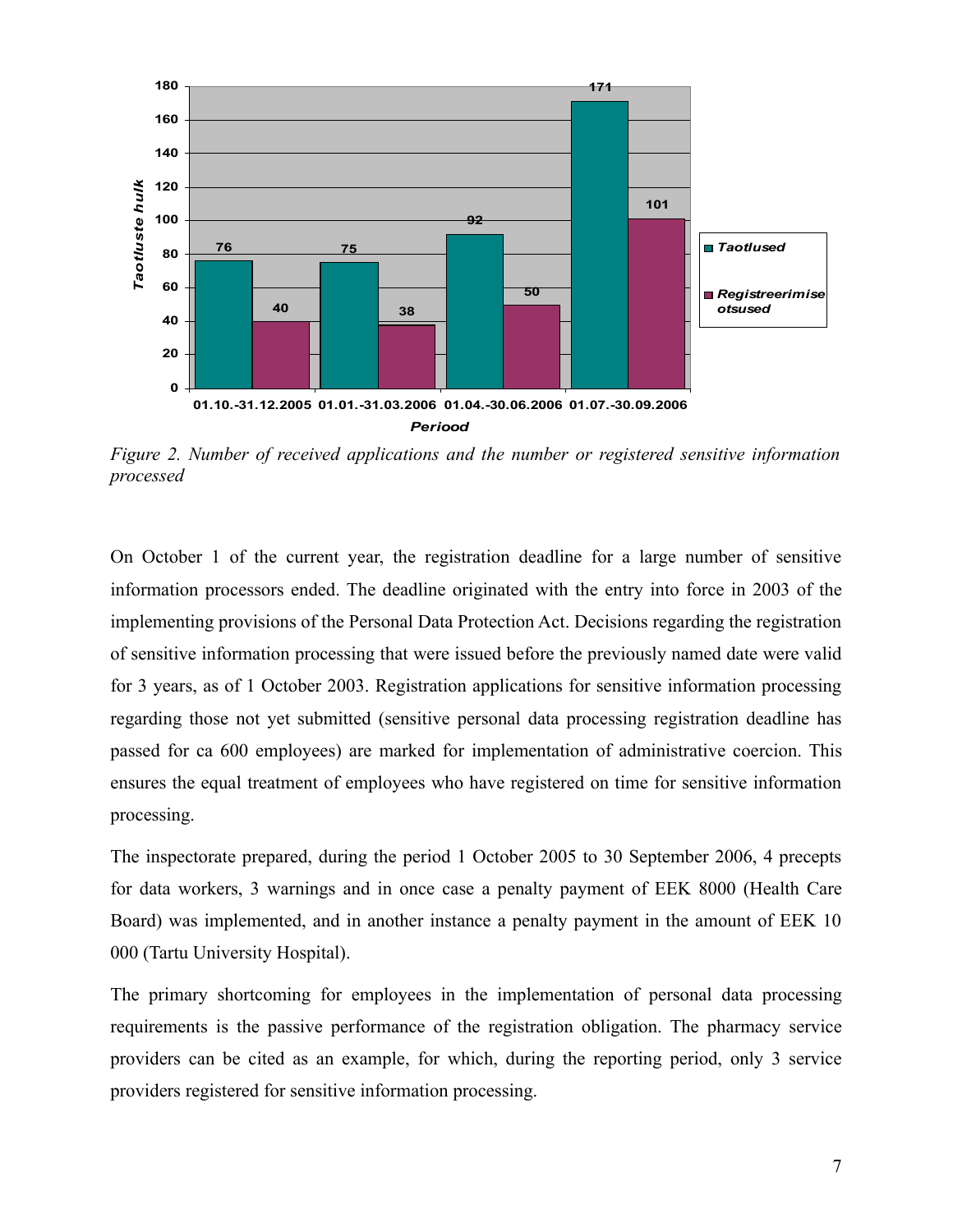| Periood | Taotlused | Registreerimise otsused |
| --- | --- | --- |
| 01.10.-31.12.2005 | 76 | 40 |
| 01.01.-31.03.2006 | 75 | 38 |
| 01.04.-30.06.2006 | 92 | 50 |
| 01.07.-30.09.2006 | 171 | 101 |

*Figure 2. Number of received applications and the number or registered sensitive information processed*

On October 1 of the current year, the registration deadline for a large number of sensitive information processors ended. The deadline originated with the entry into force in 2003 of the implementing provisions of the Personal Data Protection Act. Decisions regarding the registration of sensitive information processing that were issued before the previously named date were valid for 3 years, as of 1 October 2003. Registration applications for sensitive information processing regarding those not yet submitted (sensitive personal data processing registration deadline has passed for ca 600 employees) are marked for implementation of administrative coercion. This ensures the equal treatment of employees who have registered on time for sensitive information processing.

The inspectorate prepared, during the period 1 October 2005 to 30 September 2006, 4 precepts for data workers, 3 warnings and in once case a penalty payment of EEK 8000 (Health Care Board) was implemented, and in another instance a penalty payment in the amount of EEK 10 000 (Tartu University Hospital).

The primary shortcoming for employees in the implementation of personal data processing requirements is the passive performance of the registration obligation. The pharmacy service providers can be cited as an example, for which, during the reporting period, only 3 service providers registered for sensitive information processing.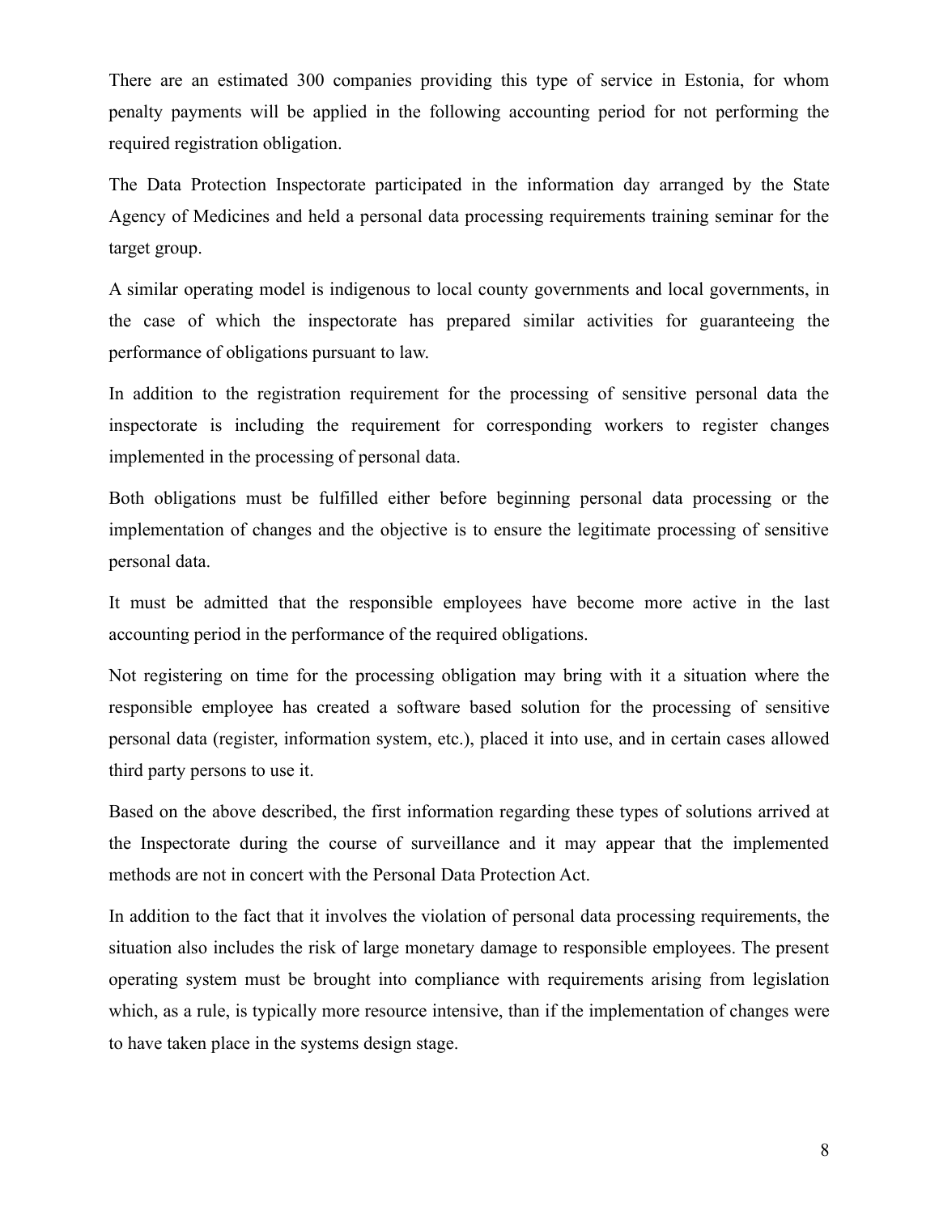There are an estimated 300 companies providing this type of service in Estonia, for whom penalty payments will be applied in the following accounting period for not performing the required registration obligation.

The Data Protection Inspectorate participated in the information day arranged by the State Agency of Medicines and held a personal data processing requirements training seminar for the target group.

A similar operating model is indigenous to local county governments and local governments, in the case of which the inspectorate has prepared similar activities for guaranteeing the performance of obligations pursuant to law.

In addition to the registration requirement for the processing of sensitive personal data the inspectorate is including the requirement for corresponding workers to register changes implemented in the processing of personal data.

Both obligations must be fulfilled either before beginning personal data processing or the implementation of changes and the objective is to ensure the legitimate processing of sensitive personal data.

It must be admitted that the responsible employees have become more active in the last accounting period in the performance of the required obligations.

Not registering on time for the processing obligation may bring with it a situation where the responsible employee has created a software based solution for the processing of sensitive personal data (register, information system, etc.), placed it into use, and in certain cases allowed third party persons to use it.

Based on the above described, the first information regarding these types of solutions arrived at the Inspectorate during the course of surveillance and it may appear that the implemented methods are not in concert with the Personal Data Protection Act.

In addition to the fact that it involves the violation of personal data processing requirements, the situation also includes the risk of large monetary damage to responsible employees. The present operating system must be brought into compliance with requirements arising from legislation which, as a rule, is typically more resource intensive, than if the implementation of changes were to have taken place in the systems design stage.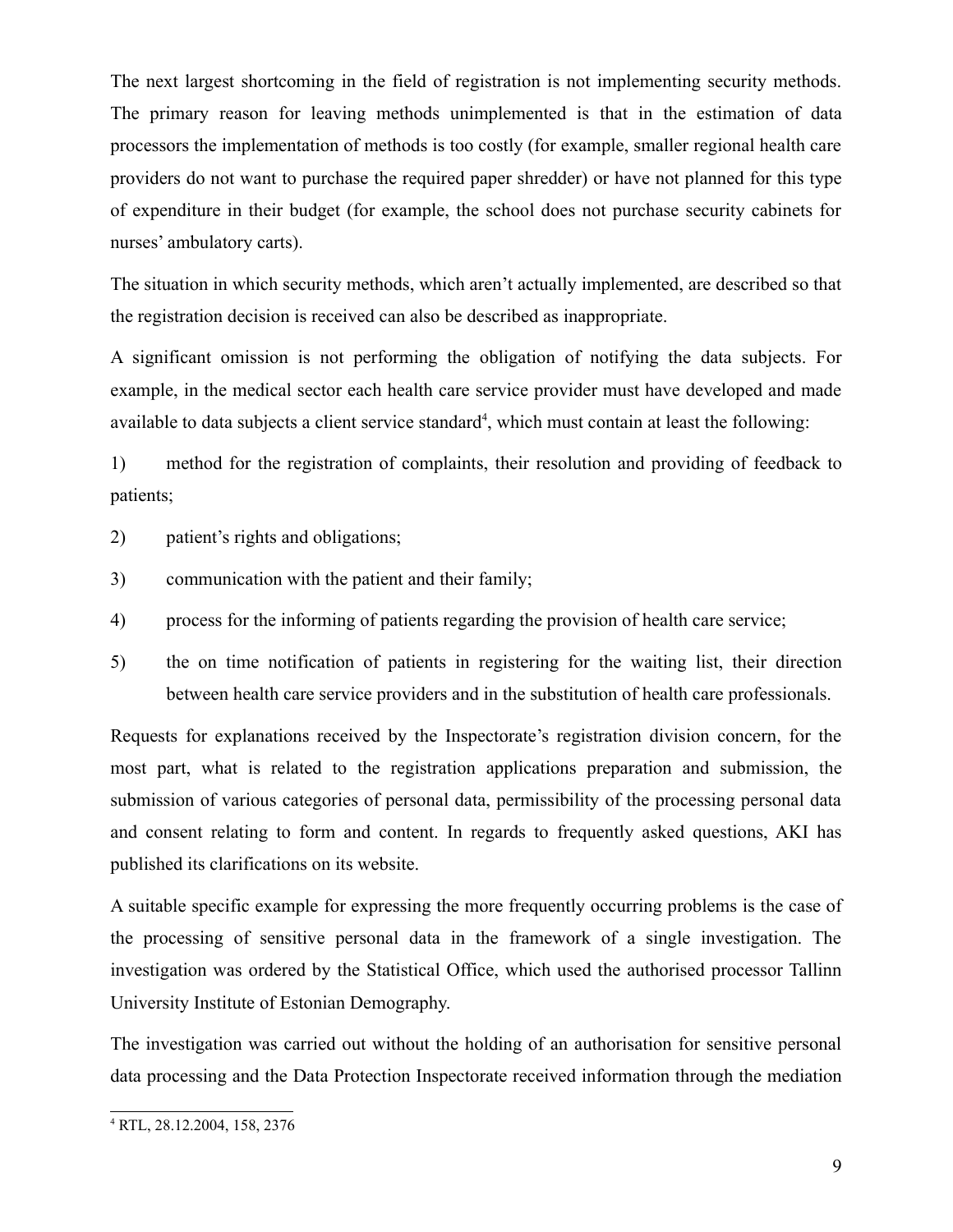The next largest shortcoming in the field of registration is not implementing security methods. The primary reason for leaving methods unimplemented is that in the estimation of data processors the implementation of methods is too costly (for example, smaller regional health care providers do not want to purchase the required paper shredder) or have not planned for this type of expenditure in their budget (for example, the school does not purchase security cabinets for nurses' ambulatory carts).

The situation in which security methods, which aren't actually implemented, are described so that the registration decision is received can also be described as inappropriate.

A significant omission is not performing the obligation of notifying the data subjects. For example, in the medical sector each health care service provider must have developed and made available to data subjects a client service standard[4], which must contain at least the following:

1) method for the registration of complaints, their resolution and providing of feedback to patients;

2) patient's rights and obligations;

3) communication with the patient and their family;

4) process for the informing of patients regarding the provision of health care service;

5) the on time notification of patients in registering for the waiting list, their direction between health care service providers and in the substitution of health care professionals.

Requests for explanations received by the Inspectorate's registration division concern, for the most part, what is related to the registration applications preparation and submission, the submission of various categories of personal data, permissibility of the processing personal data and consent relating to form and content. In regards to frequently asked questions, AKI has published its clarifications on its website.

A suitable specific example for expressing the more frequently occurring problems is the case of the processing of sensitive personal data in the framework of a single investigation. The investigation was ordered by the Statistical Office, which used the authorised processor Tallinn University Institute of Estonian Demography.

The investigation was carried out without the holding of an authorisation for sensitive personal data processing and the Data Protection Inspectorate received information through the mediation

[4] RTL, 28.12.2004, 158, 2376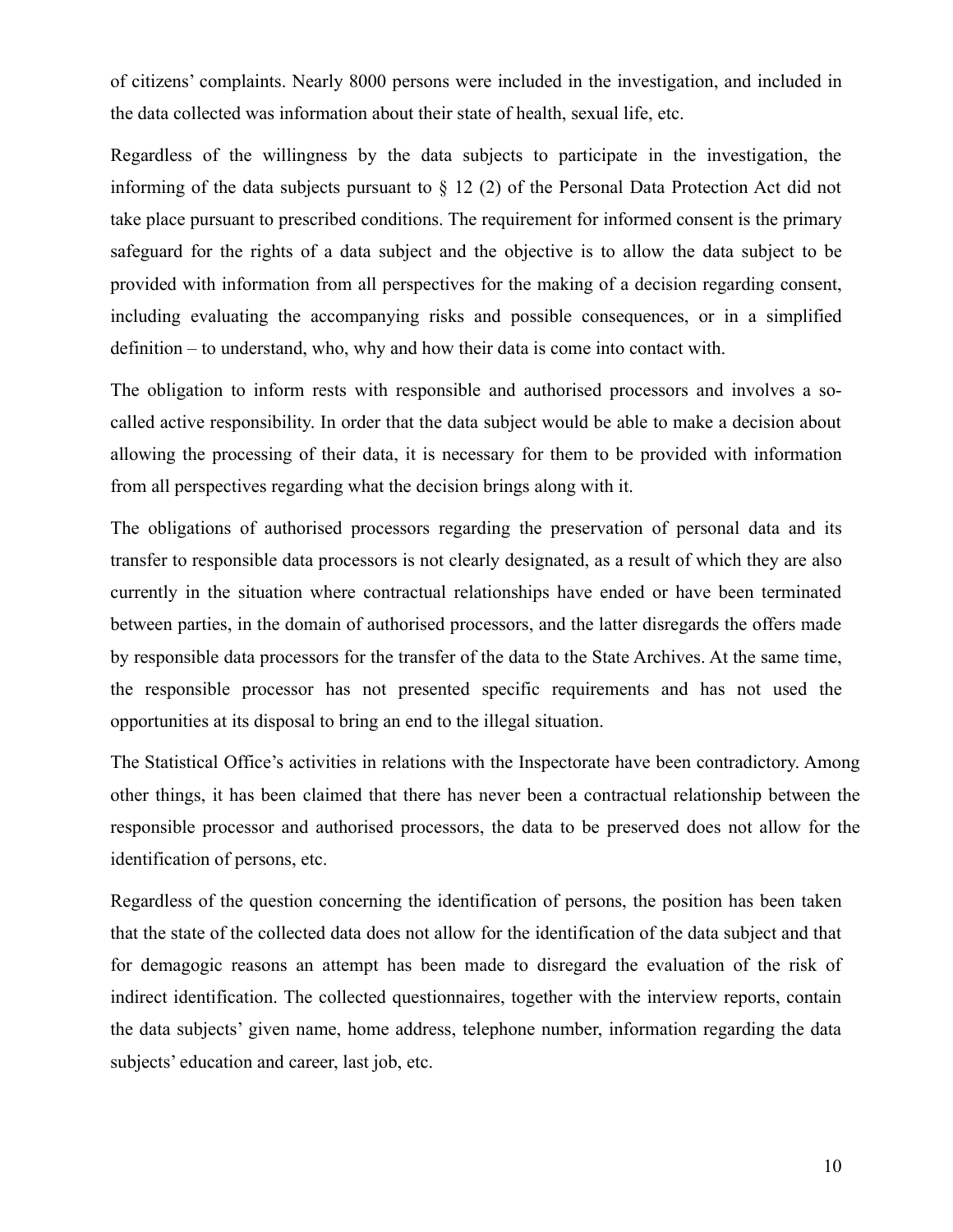of citizens' complaints. Nearly 8000 persons were included in the investigation, and included in the data collected was information about their state of health, sexual life, etc.

Regardless of the willingness by the data subjects to participate in the investigation, the informing of the data subjects pursuant to § 12 (2) of the Personal Data Protection Act did not take place pursuant to prescribed conditions. The requirement for informed consent is the primary safeguard for the rights of a data subject and the objective is to allow the data subject to be provided with information from all perspectives for the making of a decision regarding consent, including evaluating the accompanying risks and possible consequences, or in a simplified definition – to understand, who, why and how their data is come into contact with.

The obligation to inform rests with responsible and authorised processors and involves a so-called active responsibility. In order that the data subject would be able to make a decision about allowing the processing of their data, it is necessary for them to be provided with information from all perspectives regarding what the decision brings along with it.

The obligations of authorised processors regarding the preservation of personal data and its transfer to responsible data processors is not clearly designated, as a result of which they are also currently in the situation where contractual relationships have ended or have been terminated between parties, in the domain of authorised processors, and the latter disregards the offers made by responsible data processors for the transfer of the data to the State Archives. At the same time, the responsible processor has not presented specific requirements and has not used the opportunities at its disposal to bring an end to the illegal situation.

The Statistical Office's activities in relations with the Inspectorate have been contradictory. Among other things, it has been claimed that there has never been a contractual relationship between the responsible processor and authorised processors, the data to be preserved does not allow for the identification of persons, etc.

Regardless of the question concerning the identification of persons, the position has been taken that the state of the collected data does not allow for the identification of the data subject and that for demagogic reasons an attempt has been made to disregard the evaluation of the risk of indirect identification. The collected questionnaires, together with the interview reports, contain the data subjects' given name, home address, telephone number, information regarding the data subjects' education and career, last job, etc.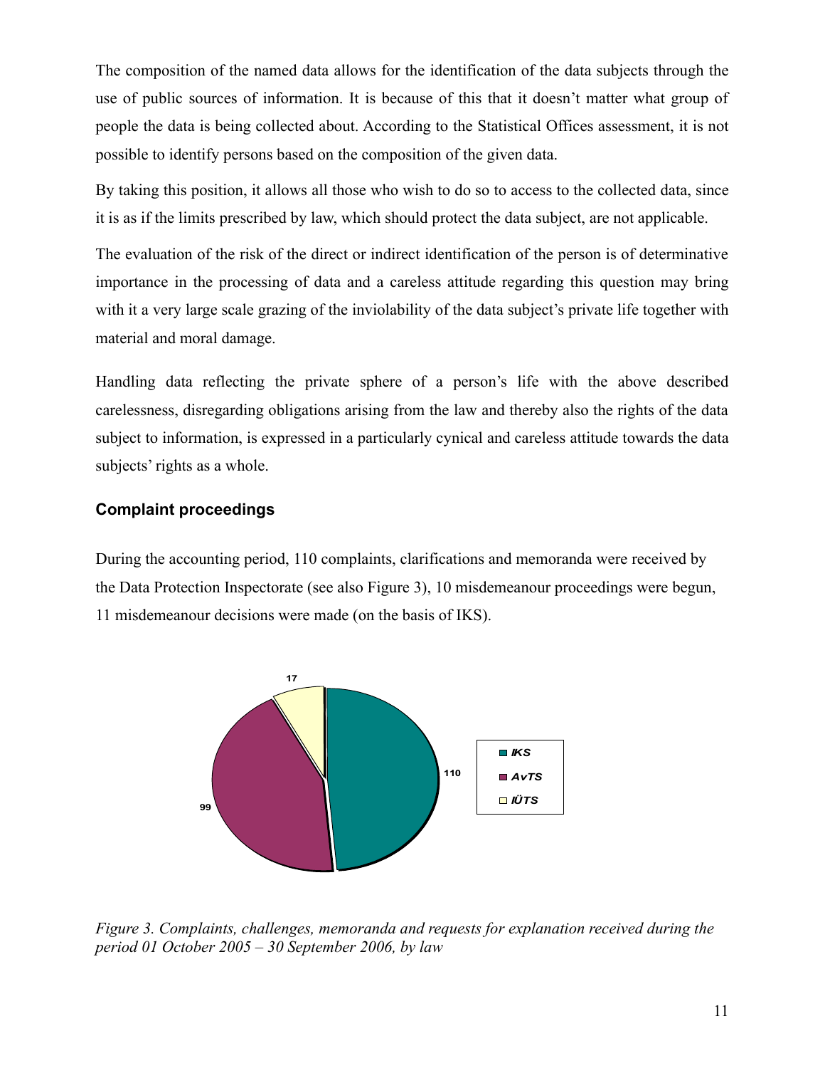The composition of the named data allows for the identification of the data subjects through the use of public sources of information. It is because of this that it doesn't matter what group of people the data is being collected about. According to the Statistical Offices assessment, it is not possible to identify persons based on the composition of the given data.

By taking this position, it allows all those who wish to do so to access to the collected data, since it is as if the limits prescribed by law, which should protect the data subject, are not applicable.

The evaluation of the risk of the direct or indirect identification of the person is of determinative importance in the processing of data and a careless attitude regarding this question may bring with it a very large scale grazing of the inviolability of the data subject's private life together with material and moral damage.

Handling data reflecting the private sphere of a person's life with the above described carelessness, disregarding obligations arising from the law and thereby also the rights of the data subject to information, is expressed in a particularly cynical and careless attitude towards the data subjects' rights as a whole.

### Complaint proceedings

During the accounting period, 110 complaints, clarifications and memoranda were received by the Data Protection Inspectorate (see also Figure 3), 10 misdemeanour proceedings were begun, 11 misdemeanour decisions were made (on the basis of IKS).

| Law | Count |
|---|---|
| IKS | 110 |
| AvTS | 99 |
| IÜTS | 17 |

*Figure 3. Complaints, challenges, memoranda and requests for explanation received during the period 01 October 2005 – 30 September 2006, by law*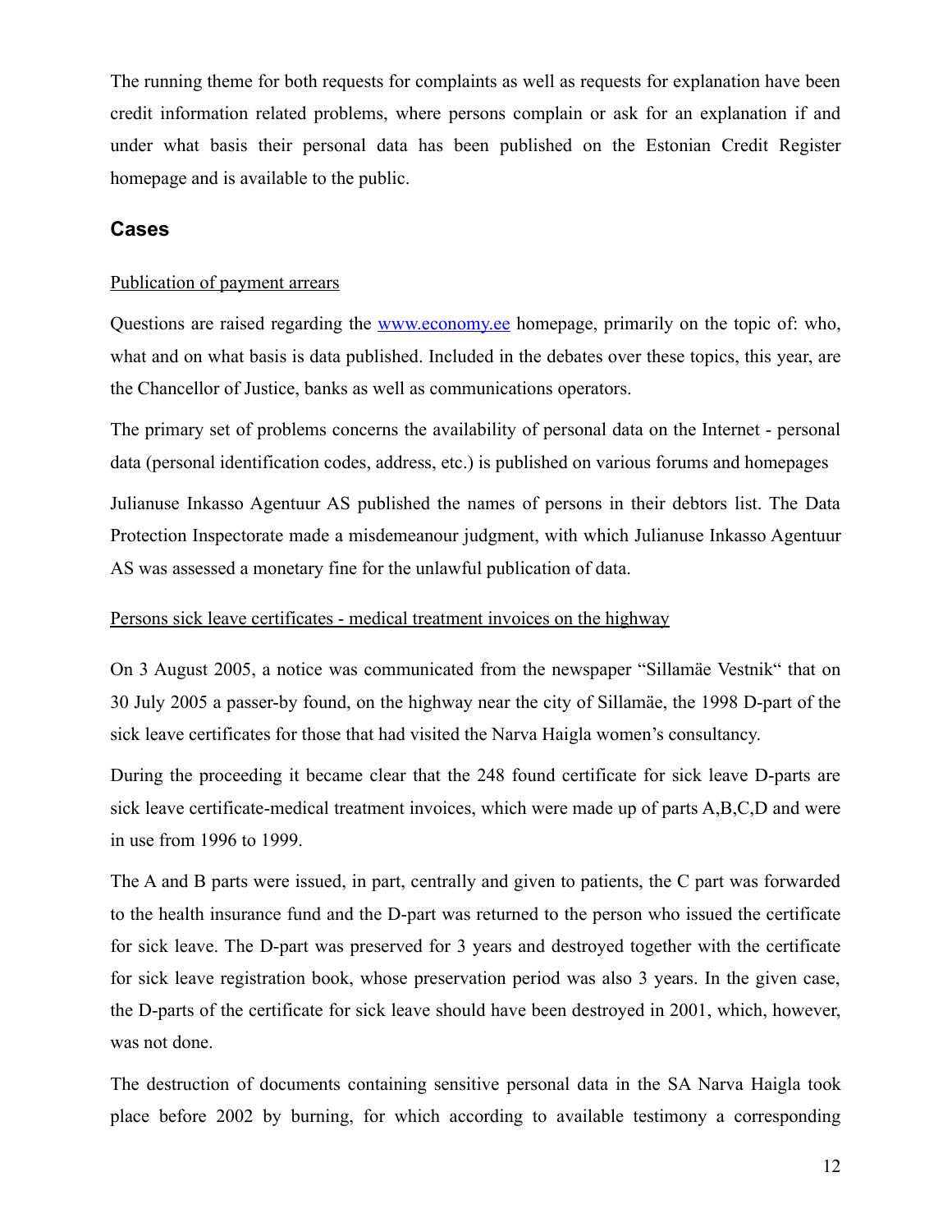The running theme for both requests for complaints as well as requests for explanation have been credit information related problems, where persons complain or ask for an explanation if and under what basis their personal data has been published on the Estonian Credit Register homepage and is available to the public.

## Cases

<u>Publication of payment arrears</u>

Questions are raised regarding the [www.economy.ee](www.economy.ee) homepage, primarily on the topic of: who, what and on what basis is data published. Included in the debates over these topics, this year, are the Chancellor of Justice, banks as well as communications operators.

The primary set of problems concerns the availability of personal data on the Internet - personal data (personal identification codes, address, etc.) is published on various forums and homepages

Julianuse Inkasso Agentuur AS published the names of persons in their debtors list. The Data Protection Inspectorate made a misdemeanour judgment, with which Julianuse Inkasso Agentuur AS was assessed a monetary fine for the unlawful publication of data.

<u>Persons sick leave certificates - medical treatment invoices on the highway</u>

On 3 August 2005, a notice was communicated from the newspaper “Sillamäe Vestnik“ that on 30 July 2005 a passer-by found, on the highway near the city of Sillamäe, the 1998 D-part of the sick leave certificates for those that had visited the Narva Haigla women’s consultancy.

During the proceeding it became clear that the 248 found certificate for sick leave D-parts are sick leave certificate-medical treatment invoices, which were made up of parts A,B,C,D and were in use from 1996 to 1999.

The A and B parts were issued, in part, centrally and given to patients, the C part was forwarded to the health insurance fund and the D-part was returned to the person who issued the certificate for sick leave. The D-part was preserved for 3 years and destroyed together with the certificate for sick leave registration book, whose preservation period was also 3 years. In the given case, the D-parts of the certificate for sick leave should have been destroyed in 2001, which, however, was not done.

The destruction of documents containing sensitive personal data in the SA Narva Haigla took place before 2002 by burning, for which according to available testimony a corresponding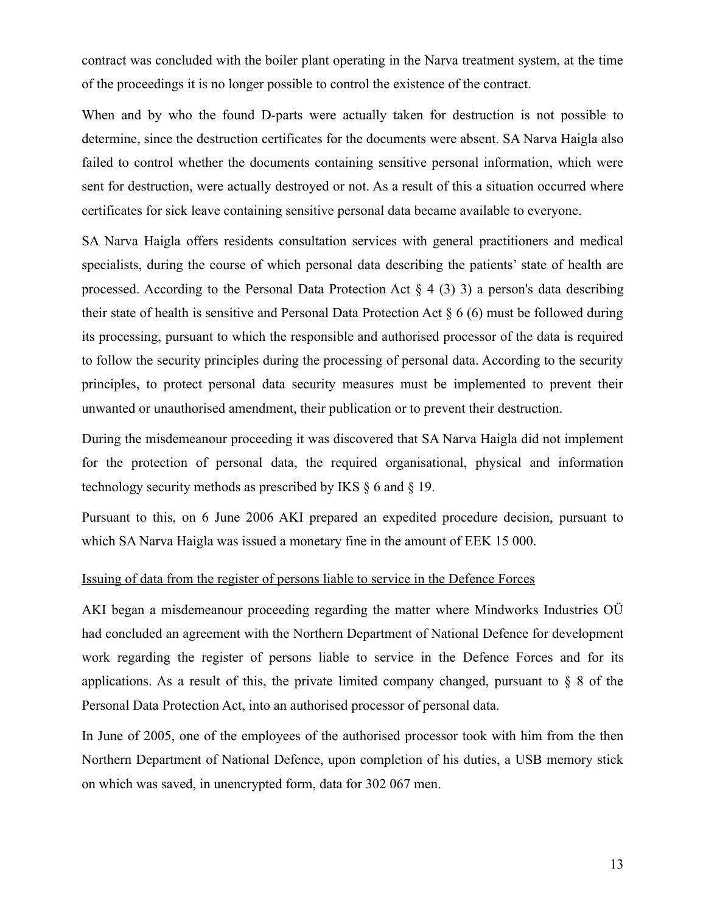contract was concluded with the boiler plant operating in the Narva treatment system, at the time of the proceedings it is no longer possible to control the existence of the contract.

When and by who the found D-parts were actually taken for destruction is not possible to determine, since the destruction certificates for the documents were absent. SA Narva Haigla also failed to control whether the documents containing sensitive personal information, which were sent for destruction, were actually destroyed or not. As a result of this a situation occurred where certificates for sick leave containing sensitive personal data became available to everyone.

SA Narva Haigla offers residents consultation services with general practitioners and medical specialists, during the course of which personal data describing the patients' state of health are processed. According to the Personal Data Protection Act § 4 (3) 3) a person's data describing their state of health is sensitive and Personal Data Protection Act § 6 (6) must be followed during its processing, pursuant to which the responsible and authorised processor of the data is required to follow the security principles during the processing of personal data. According to the security principles, to protect personal data security measures must be implemented to prevent their unwanted or unauthorised amendment, their publication or to prevent their destruction.

During the misdemeanour proceeding it was discovered that SA Narva Haigla did not implement for the protection of personal data, the required organisational, physical and information technology security methods as prescribed by IKS § 6 and § 19.

Pursuant to this, on 6 June 2006 AKI prepared an expedited procedure decision, pursuant to which SA Narva Haigla was issued a monetary fine in the amount of EEK 15 000.

Issuing of data from the register of persons liable to service in the Defence Forces

AKI began a misdemeanour proceeding regarding the matter where Mindworks Industries OÜ had concluded an agreement with the Northern Department of National Defence for development work regarding the register of persons liable to service in the Defence Forces and for its applications. As a result of this, the private limited company changed, pursuant to § 8 of the Personal Data Protection Act, into an authorised processor of personal data.

In June of 2005, one of the employees of the authorised processor took with him from the then Northern Department of National Defence, upon completion of his duties, a USB memory stick on which was saved, in unencrypted form, data for 302 067 men.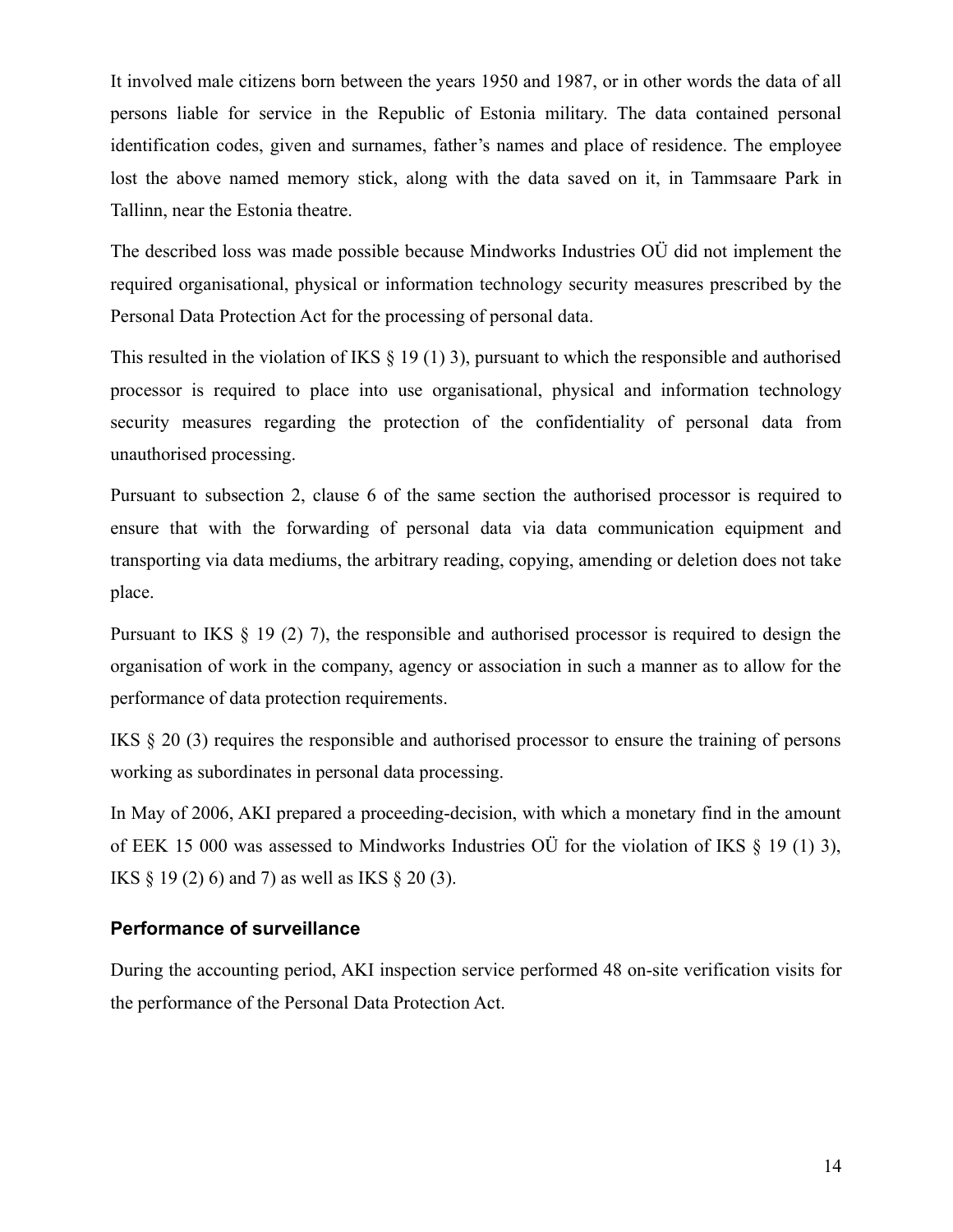It involved male citizens born between the years 1950 and 1987, or in other words the data of all persons liable for service in the Republic of Estonia military. The data contained personal identification codes, given and surnames, father's names and place of residence. The employee lost the above named memory stick, along with the data saved on it, in Tammsaare Park in Tallinn, near the Estonia theatre.

The described loss was made possible because Mindworks Industries OÜ did not implement the required organisational, physical or information technology security measures prescribed by the Personal Data Protection Act for the processing of personal data.

This resulted in the violation of IKS § 19 (1) 3), pursuant to which the responsible and authorised processor is required to place into use organisational, physical and information technology security measures regarding the protection of the confidentiality of personal data from unauthorised processing.

Pursuant to subsection 2, clause 6 of the same section the authorised processor is required to ensure that with the forwarding of personal data via data communication equipment and transporting via data mediums, the arbitrary reading, copying, amending or deletion does not take place.

Pursuant to IKS § 19 (2) 7), the responsible and authorised processor is required to design the organisation of work in the company, agency or association in such a manner as to allow for the performance of data protection requirements.

IKS § 20 (3) requires the responsible and authorised processor to ensure the training of persons working as subordinates in personal data processing.

In May of 2006, AKI prepared a proceeding-decision, with which a monetary find in the amount of EEK 15 000 was assessed to Mindworks Industries OÜ for the violation of IKS § 19 (1) 3), IKS § 19 (2) 6) and 7) as well as IKS § 20 (3).

### Performance of surveillance

During the accounting period, AKI inspection service performed 48 on-site verification visits for the performance of the Personal Data Protection Act.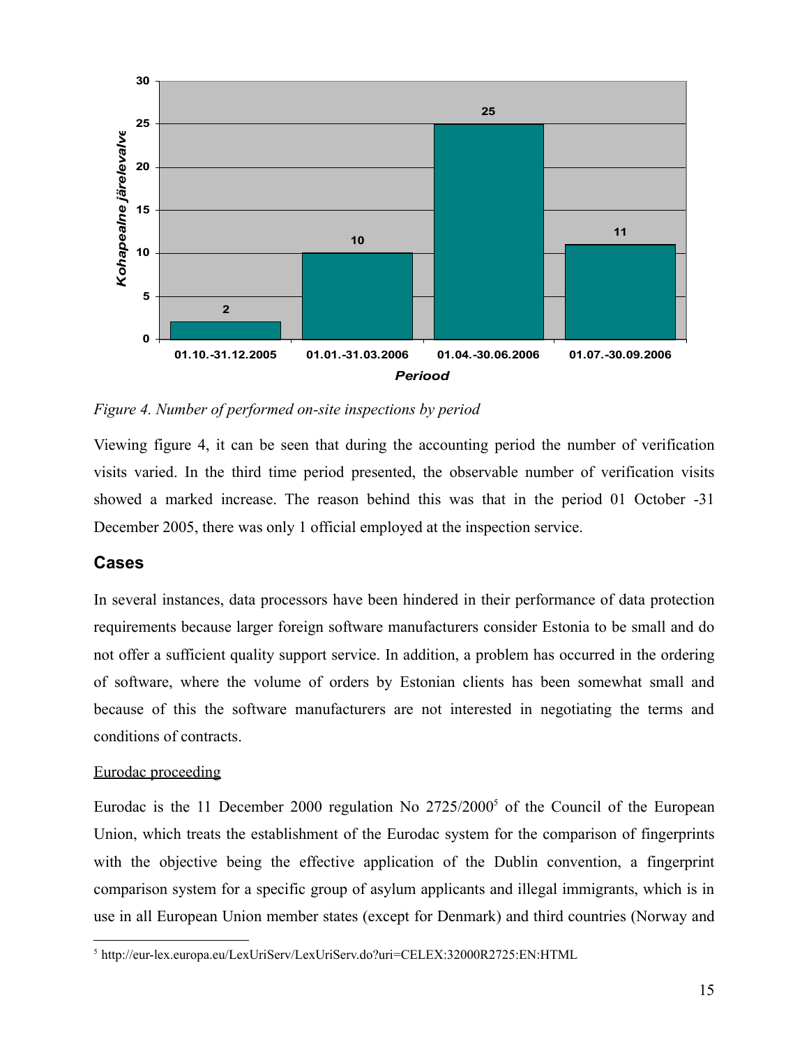*Figure 4. Number of performed on-site inspections by period*

Viewing figure 4, it can be seen that during the accounting period the number of verification visits varied. In the third time period presented, the observable number of verification visits showed a marked increase. The reason behind this was that in the period 01 October -31 December 2005, there was only 1 official employed at the inspection service.

## Cases

In several instances, data processors have been hindered in their performance of data protection requirements because larger foreign software manufacturers consider Estonia to be small and do not offer a sufficient quality support service. In addition, a problem has occurred in the ordering of software, where the volume of orders by Estonian clients has been somewhat small and because of this the software manufacturers are not interested in negotiating the terms and conditions of contracts.

Eurodac proceeding

Eurodac is the 11 December 2000 regulation No 2725/2000[5] of the Council of the European Union, which treats the establishment of the Eurodac system for the comparison of fingerprints with the objective being the effective application of the Dublin convention, a fingerprint comparison system for a specific group of asylum applicants and illegal immigrants, which is in use in all European Union member states (except for Denmark) and third countries (Norway and

[5] http://eur-lex.europa.eu/LexUriServ/LexUriServ.do?uri=CELEX:32000R2725:EN:HTML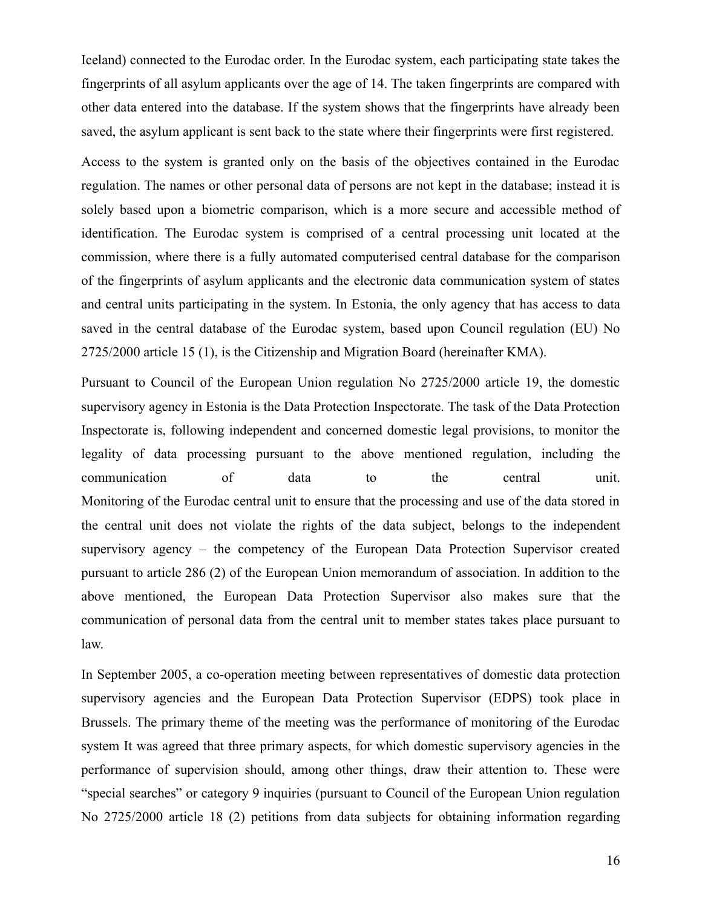Iceland) connected to the Eurodac order. In the Eurodac system, each participating state takes the fingerprints of all asylum applicants over the age of 14. The taken fingerprints are compared with other data entered into the database. If the system shows that the fingerprints have already been saved, the asylum applicant is sent back to the state where their fingerprints were first registered.

Access to the system is granted only on the basis of the objectives contained in the Eurodac regulation. The names or other personal data of persons are not kept in the database; instead it is solely based upon a biometric comparison, which is a more secure and accessible method of identification. The Eurodac system is comprised of a central processing unit located at the commission, where there is a fully automated computerised central database for the comparison of the fingerprints of asylum applicants and the electronic data communication system of states and central units participating in the system. In Estonia, the only agency that has access to data saved in the central database of the Eurodac system, based upon Council regulation (EU) No 2725/2000 article 15 (1), is the Citizenship and Migration Board (hereinafter KMA).

Pursuant to Council of the European Union regulation No 2725/2000 article 19, the domestic supervisory agency in Estonia is the Data Protection Inspectorate. The task of the Data Protection Inspectorate is, following independent and concerned domestic legal provisions, to monitor the legality of data processing pursuant to the above mentioned regulation, including the communication of data to the central unit.
Monitoring of the Eurodac central unit to ensure that the processing and use of the data stored in the central unit does not violate the rights of the data subject, belongs to the independent supervisory agency – the competency of the European Data Protection Supervisor created pursuant to article 286 (2) of the European Union memorandum of association. In addition to the above mentioned, the European Data Protection Supervisor also makes sure that the communication of personal data from the central unit to member states takes place pursuant to law.

In September 2005, a co-operation meeting between representatives of domestic data protection supervisory agencies and the European Data Protection Supervisor (EDPS) took place in Brussels. The primary theme of the meeting was the performance of monitoring of the Eurodac system It was agreed that three primary aspects, for which domestic supervisory agencies in the performance of supervision should, among other things, draw their attention to. These were "special searches" or category 9 inquiries (pursuant to Council of the European Union regulation No 2725/2000 article 18 (2) petitions from data subjects for obtaining information regarding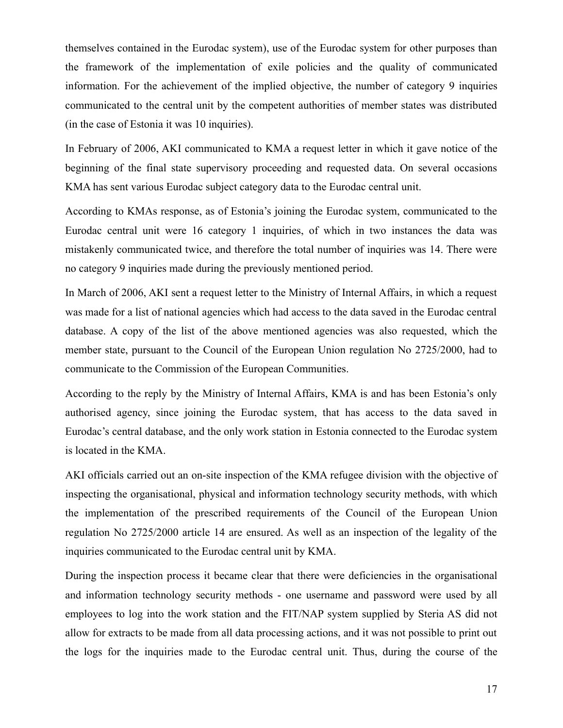themselves contained in the Eurodac system), use of the Eurodac system for other purposes than the framework of the implementation of exile policies and the quality of communicated information. For the achievement of the implied objective, the number of category 9 inquiries communicated to the central unit by the competent authorities of member states was distributed (in the case of Estonia it was 10 inquiries).

In February of 2006, AKI communicated to KMA a request letter in which it gave notice of the beginning of the final state supervisory proceeding and requested data. On several occasions KMA has sent various Eurodac subject category data to the Eurodac central unit.

According to KMAs response, as of Estonia's joining the Eurodac system, communicated to the Eurodac central unit were 16 category 1 inquiries, of which in two instances the data was mistakenly communicated twice, and therefore the total number of inquiries was 14. There were no category 9 inquiries made during the previously mentioned period.

In March of 2006, AKI sent a request letter to the Ministry of Internal Affairs, in which a request was made for a list of national agencies which had access to the data saved in the Eurodac central database. A copy of the list of the above mentioned agencies was also requested, which the member state, pursuant to the Council of the European Union regulation No 2725/2000, had to communicate to the Commission of the European Communities.

According to the reply by the Ministry of Internal Affairs, KMA is and has been Estonia's only authorised agency, since joining the Eurodac system, that has access to the data saved in Eurodac's central database, and the only work station in Estonia connected to the Eurodac system is located in the KMA.

AKI officials carried out an on-site inspection of the KMA refugee division with the objective of inspecting the organisational, physical and information technology security methods, with which the implementation of the prescribed requirements of the Council of the European Union regulation No 2725/2000 article 14 are ensured. As well as an inspection of the legality of the inquiries communicated to the Eurodac central unit by KMA.

During the inspection process it became clear that there were deficiencies in the organisational and information technology security methods - one username and password were used by all employees to log into the work station and the FIT/NAP system supplied by Steria AS did not allow for extracts to be made from all data processing actions, and it was not possible to print out the logs for the inquiries made to the Eurodac central unit. Thus, during the course of the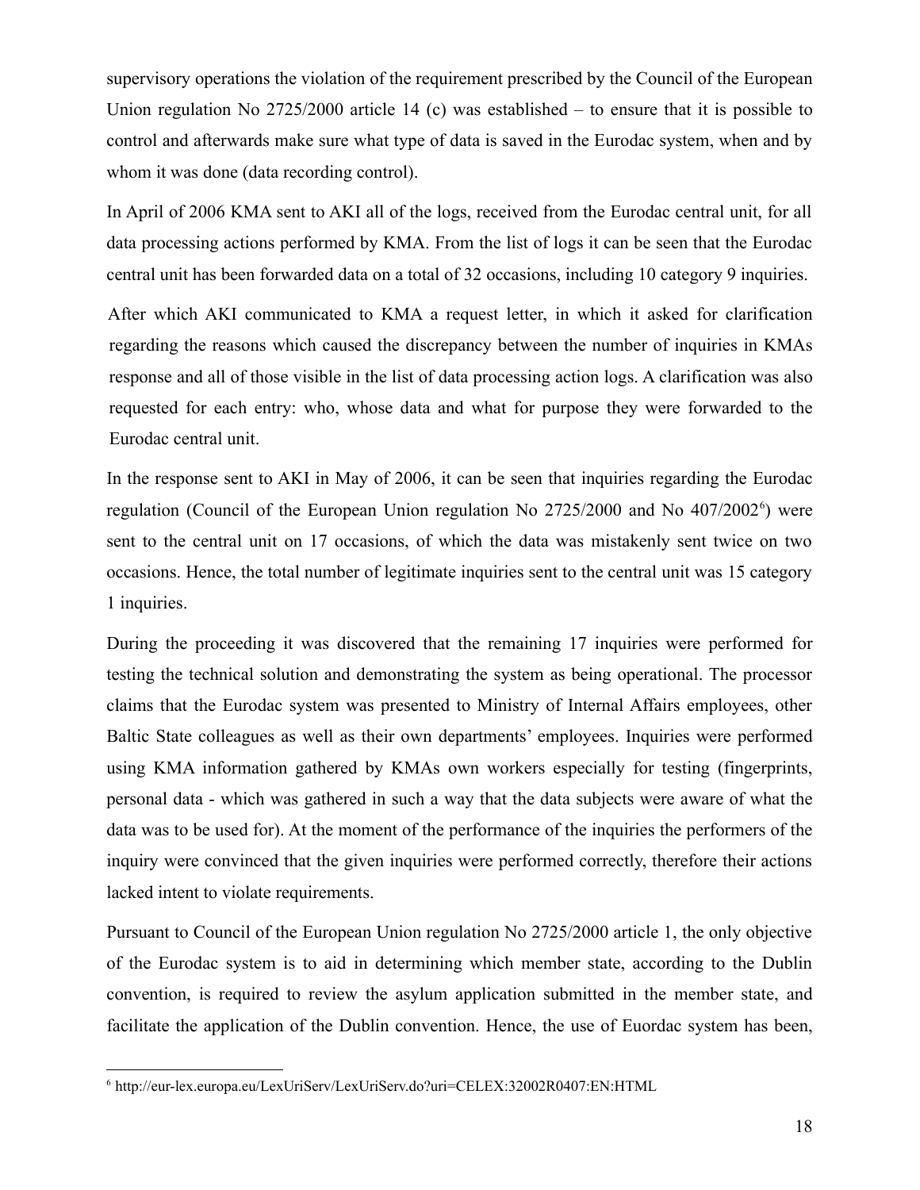supervisory operations the violation of the requirement prescribed by the Council of the European Union regulation No 2725/2000 article 14 (c) was established – to ensure that it is possible to control and afterwards make sure what type of data is saved in the Eurodac system, when and by whom it was done (data recording control).

In April of 2006 KMA sent to AKI all of the logs, received from the Eurodac central unit, for all data processing actions performed by KMA. From the list of logs it can be seen that the Eurodac central unit has been forwarded data on a total of 32 occasions, including 10 category 9 inquiries.

After which AKI communicated to KMA a request letter, in which it asked for clarification regarding the reasons which caused the discrepancy between the number of inquiries in KMAs response and all of those visible in the list of data processing action logs. A clarification was also requested for each entry: who, whose data and what for purpose they were forwarded to the Eurodac central unit.

In the response sent to AKI in May of 2006, it can be seen that inquiries regarding the Eurodac regulation (Council of the European Union regulation No 2725/2000 and No 407/2002[6]) were sent to the central unit on 17 occasions, of which the data was mistakenly sent twice on two occasions. Hence, the total number of legitimate inquiries sent to the central unit was 15 category 1 inquiries.

During the proceeding it was discovered that the remaining 17 inquiries were performed for testing the technical solution and demonstrating the system as being operational. The processor claims that the Eurodac system was presented to Ministry of Internal Affairs employees, other Baltic State colleagues as well as their own departments' employees. Inquiries were performed using KMA information gathered by KMAs own workers especially for testing (fingerprints, personal data - which was gathered in such a way that the data subjects were aware of what the data was to be used for). At the moment of the performance of the inquiries the performers of the inquiry were convinced that the given inquiries were performed correctly, therefore their actions lacked intent to violate requirements.

Pursuant to Council of the European Union regulation No 2725/2000 article 1, the only objective of the Eurodac system is to aid in determining which member state, according to the Dublin convention, is required to review the asylum application submitted in the member state, and facilitate the application of the Dublin convention. Hence, the use of Euordac system has been,

[6] http://eur-lex.europa.eu/LexUriServ/LexUriServ.do?uri=CELEX:32002R0407:EN:HTML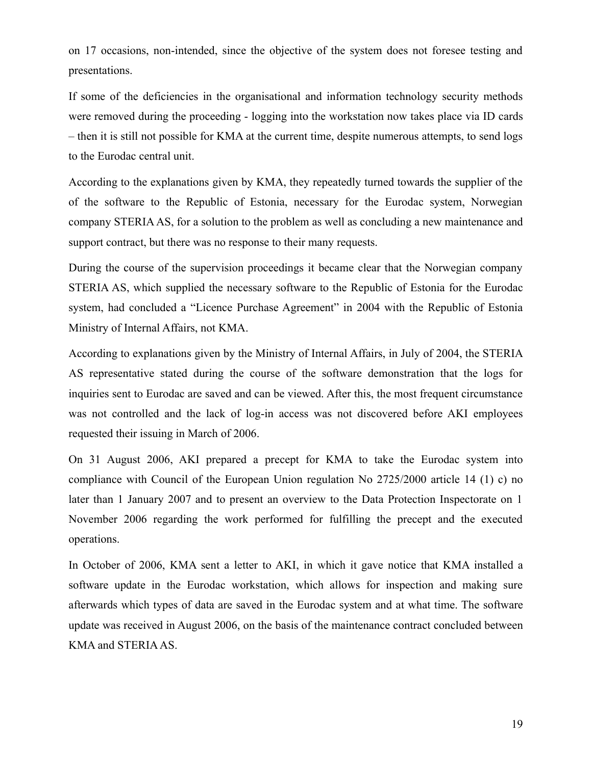on 17 occasions, non-intended, since the objective of the system does not foresee testing and presentations.

If some of the deficiencies in the organisational and information technology security methods were removed during the proceeding - logging into the workstation now takes place via ID cards – then it is still not possible for KMA at the current time, despite numerous attempts, to send logs to the Eurodac central unit.

According to the explanations given by KMA, they repeatedly turned towards the supplier of the of the software to the Republic of Estonia, necessary for the Eurodac system, Norwegian company STERIA AS, for a solution to the problem as well as concluding a new maintenance and support contract, but there was no response to their many requests.

During the course of the supervision proceedings it became clear that the Norwegian company STERIA AS, which supplied the necessary software to the Republic of Estonia for the Eurodac system, had concluded a "Licence Purchase Agreement" in 2004 with the Republic of Estonia Ministry of Internal Affairs, not KMA.

According to explanations given by the Ministry of Internal Affairs, in July of 2004, the STERIA AS representative stated during the course of the software demonstration that the logs for inquiries sent to Eurodac are saved and can be viewed. After this, the most frequent circumstance was not controlled and the lack of log-in access was not discovered before AKI employees requested their issuing in March of 2006.

On 31 August 2006, AKI prepared a precept for KMA to take the Eurodac system into compliance with Council of the European Union regulation No 2725/2000 article 14 (1) c) no later than 1 January 2007 and to present an overview to the Data Protection Inspectorate on 1 November 2006 regarding the work performed for fulfilling the precept and the executed operations.

In October of 2006, KMA sent a letter to AKI, in which it gave notice that KMA installed a software update in the Eurodac workstation, which allows for inspection and making sure afterwards which types of data are saved in the Eurodac system and at what time. The software update was received in August 2006, on the basis of the maintenance contract concluded between KMA and STERIA AS.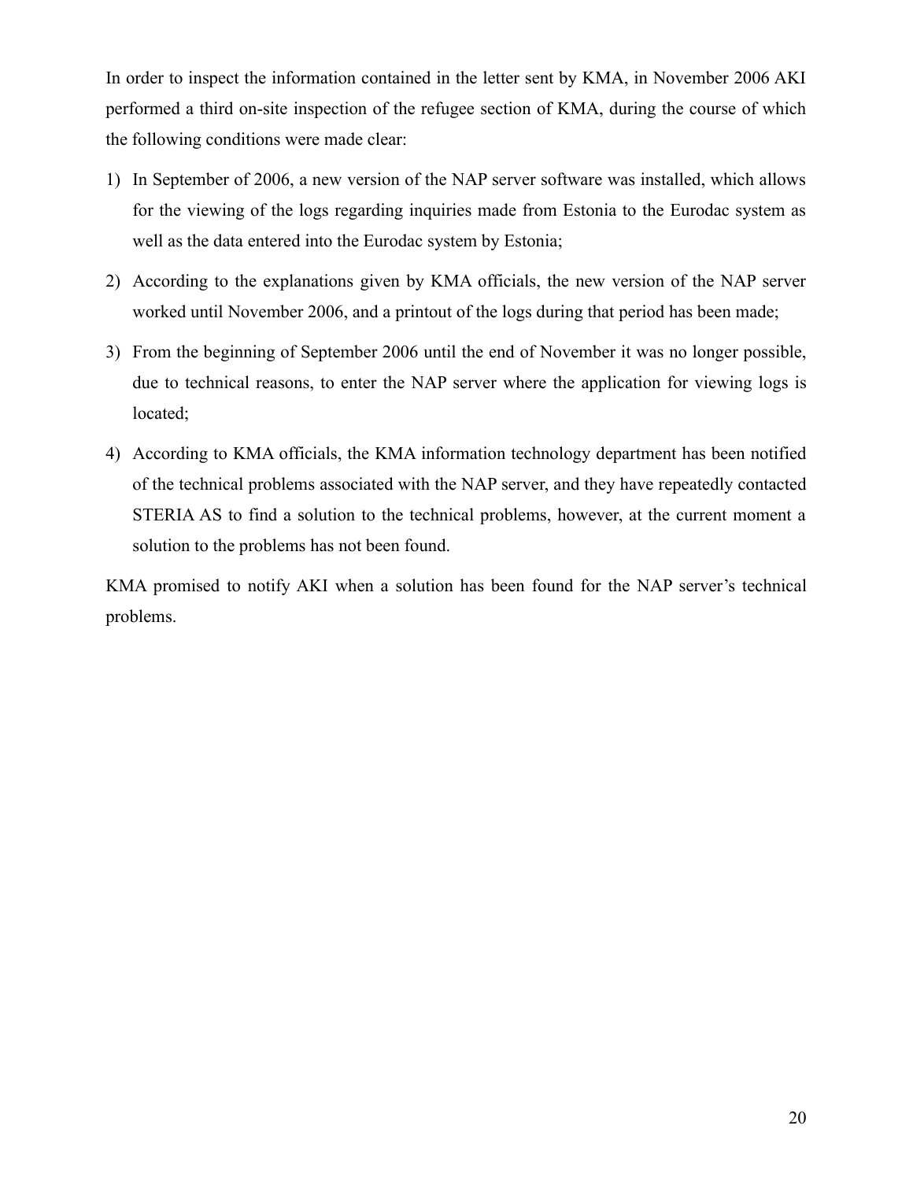In order to inspect the information contained in the letter sent by KMA, in November 2006 AKI performed a third on-site inspection of the refugee section of KMA, during the course of which the following conditions were made clear:

1) In September of 2006, a new version of the NAP server software was installed, which allows for the viewing of the logs regarding inquiries made from Estonia to the Eurodac system as well as the data entered into the Eurodac system by Estonia;
2) According to the explanations given by KMA officials, the new version of the NAP server worked until November 2006, and a printout of the logs during that period has been made;
3) From the beginning of September 2006 until the end of November it was no longer possible, due to technical reasons, to enter the NAP server where the application for viewing logs is located;
4) According to KMA officials, the KMA information technology department has been notified of the technical problems associated with the NAP server, and they have repeatedly contacted STERIA AS to find a solution to the technical problems, however, at the current moment a solution to the problems has not been found.

KMA promised to notify AKI when a solution has been found for the NAP server's technical problems.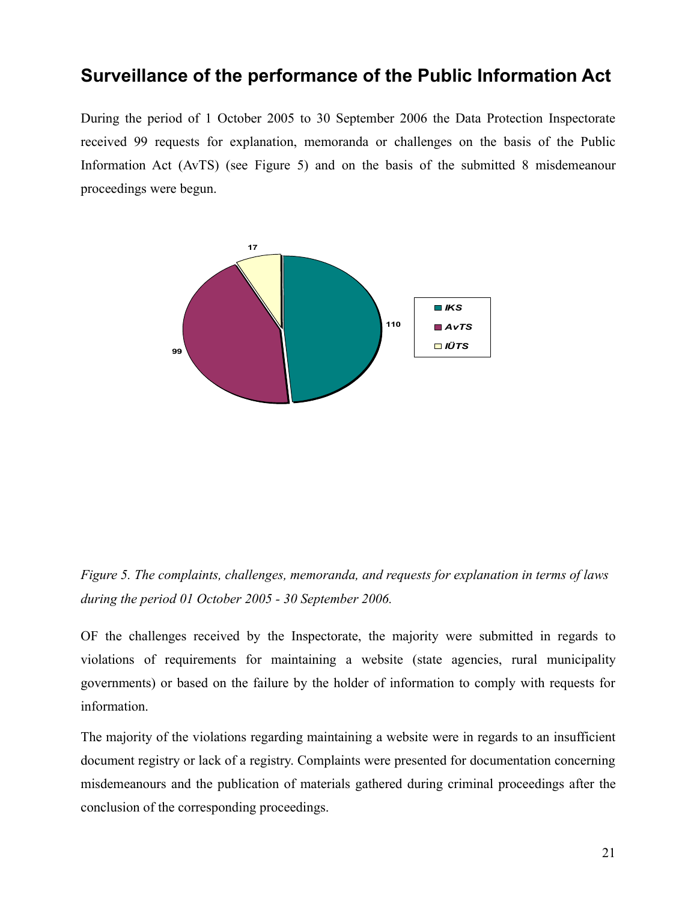## Surveillance of the performance of the Public Information Act

During the period of 1 October 2005 to 30 September 2006 the Data Protection Inspectorate received 99 requests for explanation, memoranda or challenges on the basis of the Public Information Act (AvTS) (see Figure 5) and on the basis of the submitted 8 misdemeanour proceedings were begun.

*Figure 5. The complaints, challenges, memoranda, and requests for explanation in terms of laws during the period 01 October 2005 - 30 September 2006.*

OF the challenges received by the Inspectorate, the majority were submitted in regards to violations of requirements for maintaining a website (state agencies, rural municipality governments) or based on the failure by the holder of information to comply with requests for information.

The majority of the violations regarding maintaining a website were in regards to an insufficient document registry or lack of a registry. Complaints were presented for documentation concerning misdemeanours and the publication of materials gathered during criminal proceedings after the conclusion of the corresponding proceedings.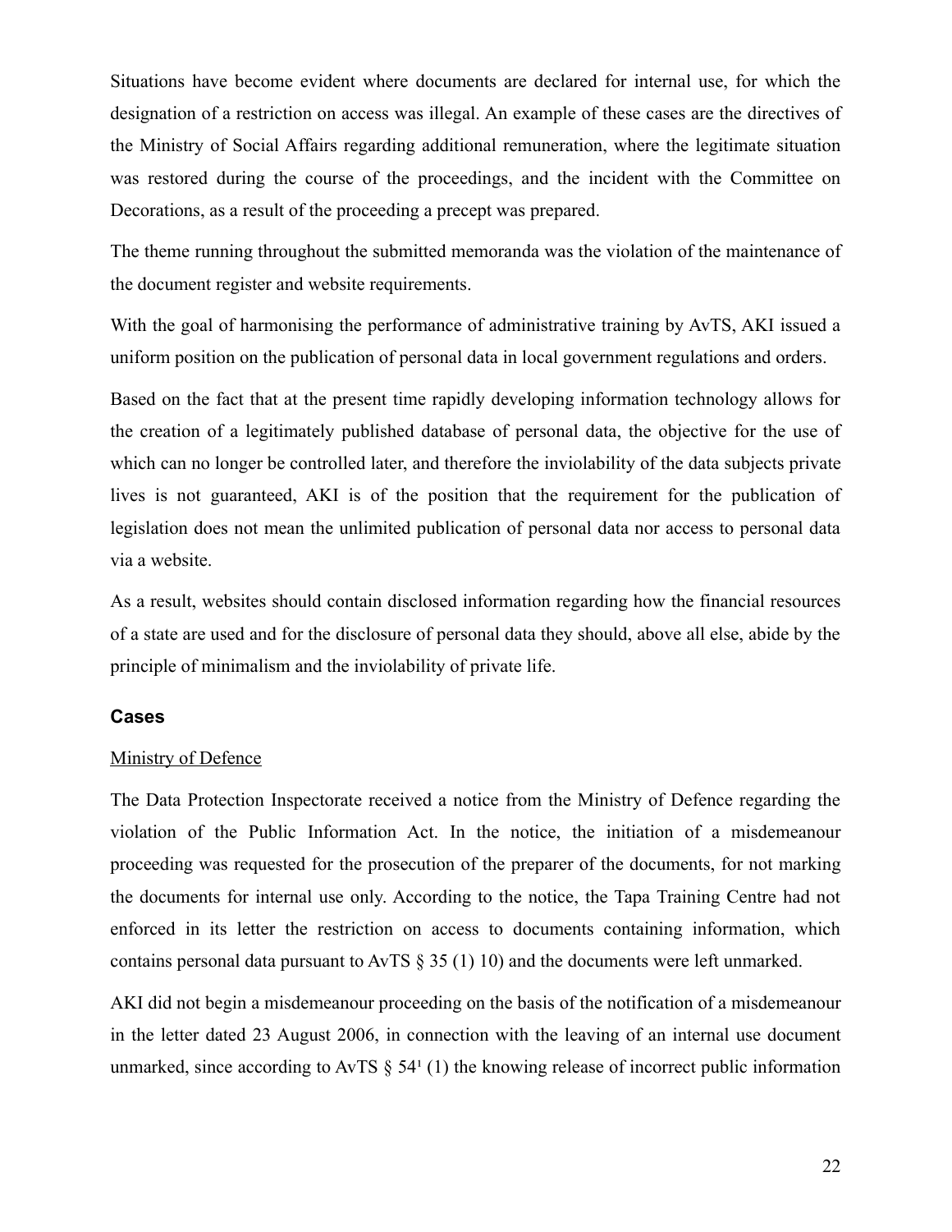Situations have become evident where documents are declared for internal use, for which the designation of a restriction on access was illegal. An example of these cases are the directives of the Ministry of Social Affairs regarding additional remuneration, where the legitimate situation was restored during the course of the proceedings, and the incident with the Committee on Decorations, as a result of the proceeding a precept was prepared.

The theme running throughout the submitted memoranda was the violation of the maintenance of the document register and website requirements.

With the goal of harmonising the performance of administrative training by AvTS, AKI issued a uniform position on the publication of personal data in local government regulations and orders.

Based on the fact that at the present time rapidly developing information technology allows for the creation of a legitimately published database of personal data, the objective for the use of which can no longer be controlled later, and therefore the inviolability of the data subjects private lives is not guaranteed, AKI is of the position that the requirement for the publication of legislation does not mean the unlimited publication of personal data nor access to personal data via a website.

As a result, websites should contain disclosed information regarding how the financial resources of a state are used and for the disclosure of personal data they should, above all else, abide by the principle of minimalism and the inviolability of private life.

### Cases

Ministry of Defence

The Data Protection Inspectorate received a notice from the Ministry of Defence regarding the violation of the Public Information Act. In the notice, the initiation of a misdemeanour proceeding was requested for the prosecution of the preparer of the documents, for not marking the documents for internal use only. According to the notice, the Tapa Training Centre had not enforced in its letter the restriction on access to documents containing information, which contains personal data pursuant to AvTS § 35 (1) 10) and the documents were left unmarked.

AKI did not begin a misdemeanour proceeding on the basis of the notification of a misdemeanour in the letter dated 23 August 2006, in connection with the leaving of an internal use document unmarked, since according to AvTS § 54[1] (1) the knowing release of incorrect public information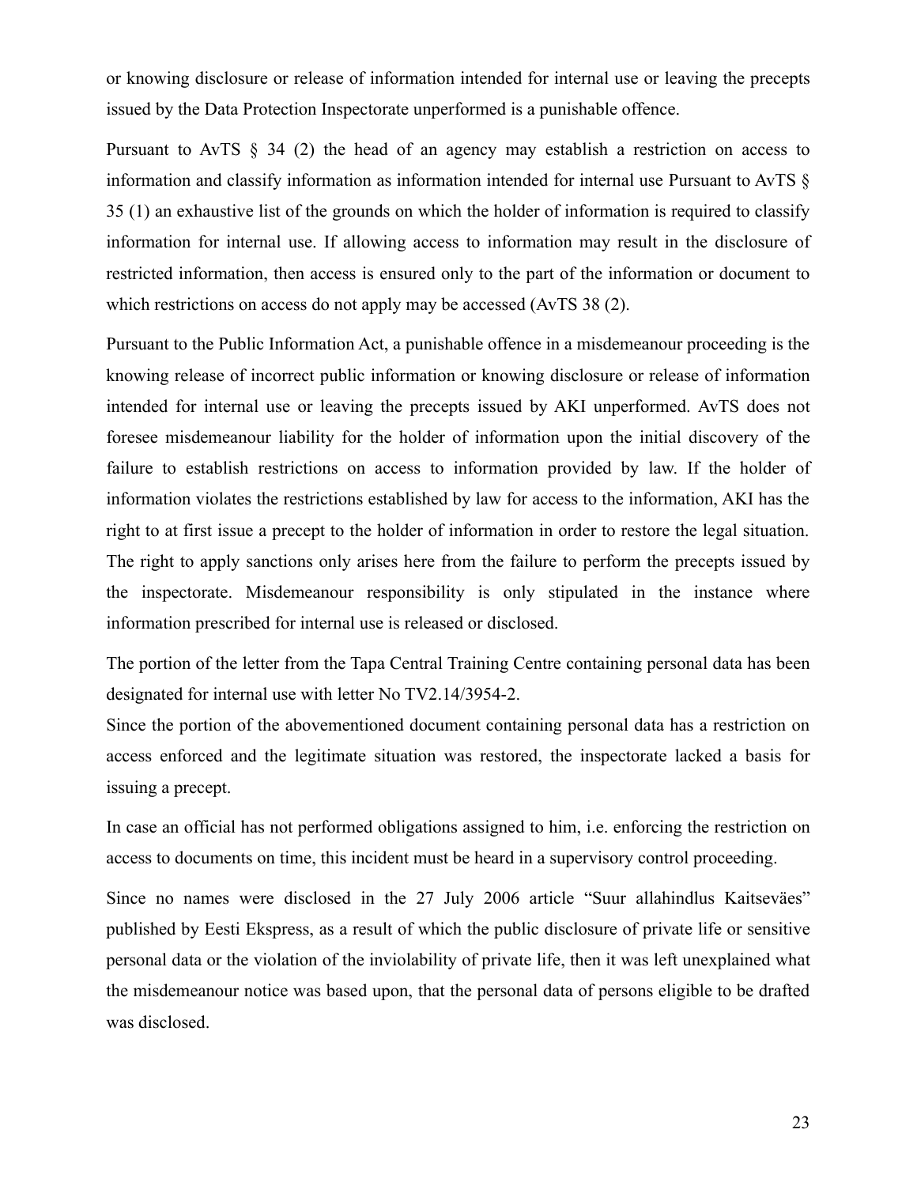or knowing disclosure or release of information intended for internal use or leaving the precepts issued by the Data Protection Inspectorate unperformed is a punishable offence.

Pursuant to AvTS § 34 (2) the head of an agency may establish a restriction on access to information and classify information as information intended for internal use Pursuant to AvTS § 35 (1) an exhaustive list of the grounds on which the holder of information is required to classify information for internal use. If allowing access to information may result in the disclosure of restricted information, then access is ensured only to the part of the information or document to which restrictions on access do not apply may be accessed (AvTS 38 (2).

Pursuant to the Public Information Act, a punishable offence in a misdemeanour proceeding is the knowing release of incorrect public information or knowing disclosure or release of information intended for internal use or leaving the precepts issued by AKI unperformed. AvTS does not foresee misdemeanour liability for the holder of information upon the initial discovery of the failure to establish restrictions on access to information provided by law. If the holder of information violates the restrictions established by law for access to the information, AKI has the right to at first issue a precept to the holder of information in order to restore the legal situation. The right to apply sanctions only arises here from the failure to perform the precepts issued by the inspectorate. Misdemeanour responsibility is only stipulated in the instance where information prescribed for internal use is released or disclosed.

The portion of the letter from the Tapa Central Training Centre containing personal data has been designated for internal use with letter No TV2.14/3954-2.

Since the portion of the abovementioned document containing personal data has a restriction on access enforced and the legitimate situation was restored, the inspectorate lacked a basis for issuing a precept.

In case an official has not performed obligations assigned to him, i.e. enforcing the restriction on access to documents on time, this incident must be heard in a supervisory control proceeding.

Since no names were disclosed in the 27 July 2006 article "Suur allahindlus Kaitseväes" published by Eesti Ekspress, as a result of which the public disclosure of private life or sensitive personal data or the violation of the inviolability of private life, then it was left unexplained what the misdemeanour notice was based upon, that the personal data of persons eligible to be drafted was disclosed.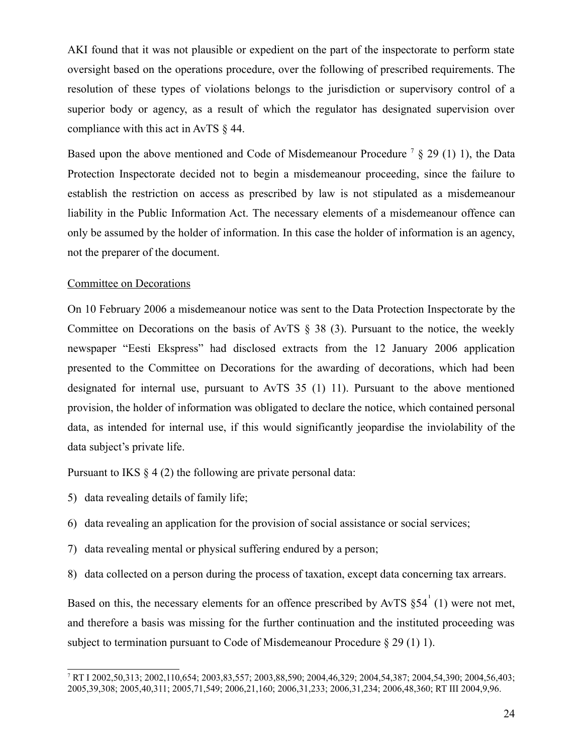AKI found that it was not plausible or expedient on the part of the inspectorate to perform state oversight based on the operations procedure, over the following of prescribed requirements. The resolution of these types of violations belongs to the jurisdiction or supervisory control of a superior body or agency, as a result of which the regulator has designated supervision over compliance with this act in AvTS § 44.

Based upon the above mentioned and Code of Misdemeanour Procedure [7] § 29 (1) 1), the Data Protection Inspectorate decided not to begin a misdemeanour proceeding, since the failure to establish the restriction on access as prescribed by law is not stipulated as a misdemeanour liability in the Public Information Act. The necessary elements of a misdemeanour offence can only be assumed by the holder of information. In this case the holder of information is an agency, not the preparer of the document.

Committee on Decorations

On 10 February 2006 a misdemeanour notice was sent to the Data Protection Inspectorate by the Committee on Decorations on the basis of AvTS § 38 (3). Pursuant to the notice, the weekly newspaper "Eesti Ekspress" had disclosed extracts from the 12 January 2006 application presented to the Committee on Decorations for the awarding of decorations, which had been designated for internal use, pursuant to AvTS 35 (1) 11). Pursuant to the above mentioned provision, the holder of information was obligated to declare the notice, which contained personal data, as intended for internal use, if this would significantly jeopardise the inviolability of the data subject's private life.

Pursuant to IKS § 4 (2) the following are private personal data:

5) data revealing details of family life;
6) data revealing an application for the provision of social assistance or social services;
7) data revealing mental or physical suffering endured by a person;
8) data collected on a person during the process of taxation, except data concerning tax arrears.

Based on this, the necessary elements for an offence prescribed by AvTS §54[1] (1) were not met, and therefore a basis was missing for the further continuation and the instituted proceeding was subject to termination pursuant to Code of Misdemeanour Procedure § 29 (1) 1).

---

[7] RT I 2002,50,313; 2002,110,654; 2003,83,557; 2003,88,590; 2004,46,329; 2004,54,387; 2004,54,390; 2004,56,403; 2005,39,308; 2005,40,311; 2005,71,549; 2006,21,160; 2006,31,233; 2006,31,234; 2006,48,360; RT III 2004,9,96.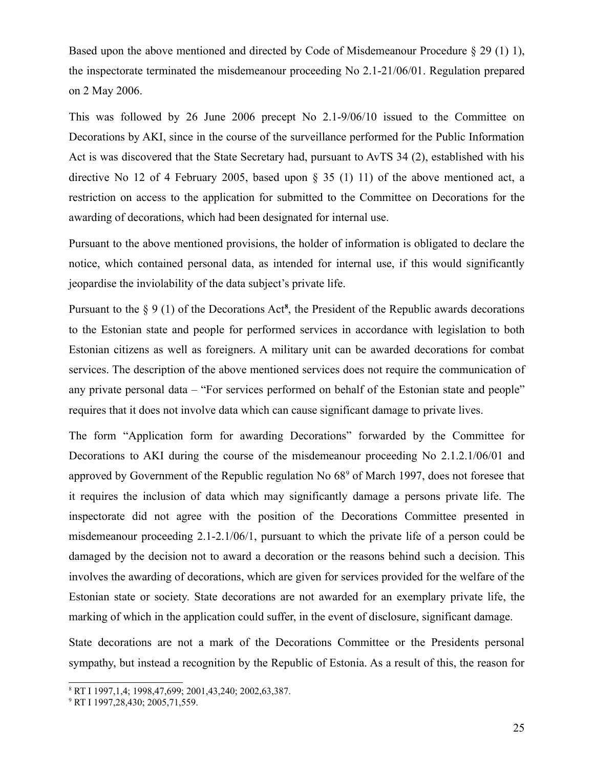Based upon the above mentioned and directed by Code of Misdemeanour Procedure § 29 (1) 1), the inspectorate terminated the misdemeanour proceeding No 2.1-21/06/01. Regulation prepared on 2 May 2006.

This was followed by 26 June 2006 precept No 2.1-9/06/10 issued to the Committee on Decorations by AKI, since in the course of the surveillance performed for the Public Information Act is was discovered that the State Secretary had, pursuant to AvTS 34 (2), established with his directive No 12 of 4 February 2005, based upon § 35 (1) 11) of the above mentioned act, a restriction on access to the application for submitted to the Committee on Decorations for the awarding of decorations, which had been designated for internal use.

Pursuant to the above mentioned provisions, the holder of information is obligated to declare the notice, which contained personal data, as intended for internal use, if this would significantly jeopardise the inviolability of the data subject's private life.

Pursuant to the § 9 (1) of the Decorations Act[8], the President of the Republic awards decorations to the Estonian state and people for performed services in accordance with legislation to both Estonian citizens as well as foreigners. A military unit can be awarded decorations for combat services. The description of the above mentioned services does not require the communication of any private personal data – "For services performed on behalf of the Estonian state and people" requires that it does not involve data which can cause significant damage to private lives.

The form "Application form for awarding Decorations" forwarded by the Committee for Decorations to AKI during the course of the misdemeanour proceeding No 2.1.2.1/06/01 and approved by Government of the Republic regulation No 68[9] of March 1997, does not foresee that it requires the inclusion of data which may significantly damage a persons private life. The inspectorate did not agree with the position of the Decorations Committee presented in misdemeanour proceeding 2.1-2.1/06/1, pursuant to which the private life of a person could be damaged by the decision not to award a decoration or the reasons behind such a decision. This involves the awarding of decorations, which are given for services provided for the welfare of the Estonian state or society. State decorations are not awarded for an exemplary private life, the marking of which in the application could suffer, in the event of disclosure, significant damage.

State decorations are not a mark of the Decorations Committee or the Presidents personal sympathy, but instead a recognition by the Republic of Estonia. As a result of this, the reason for

[8] RT I 1997,1,4; 1998,47,699; 2001,43,240; 2002,63,387.

[9] RT I 1997,28,430; 2005,71,559.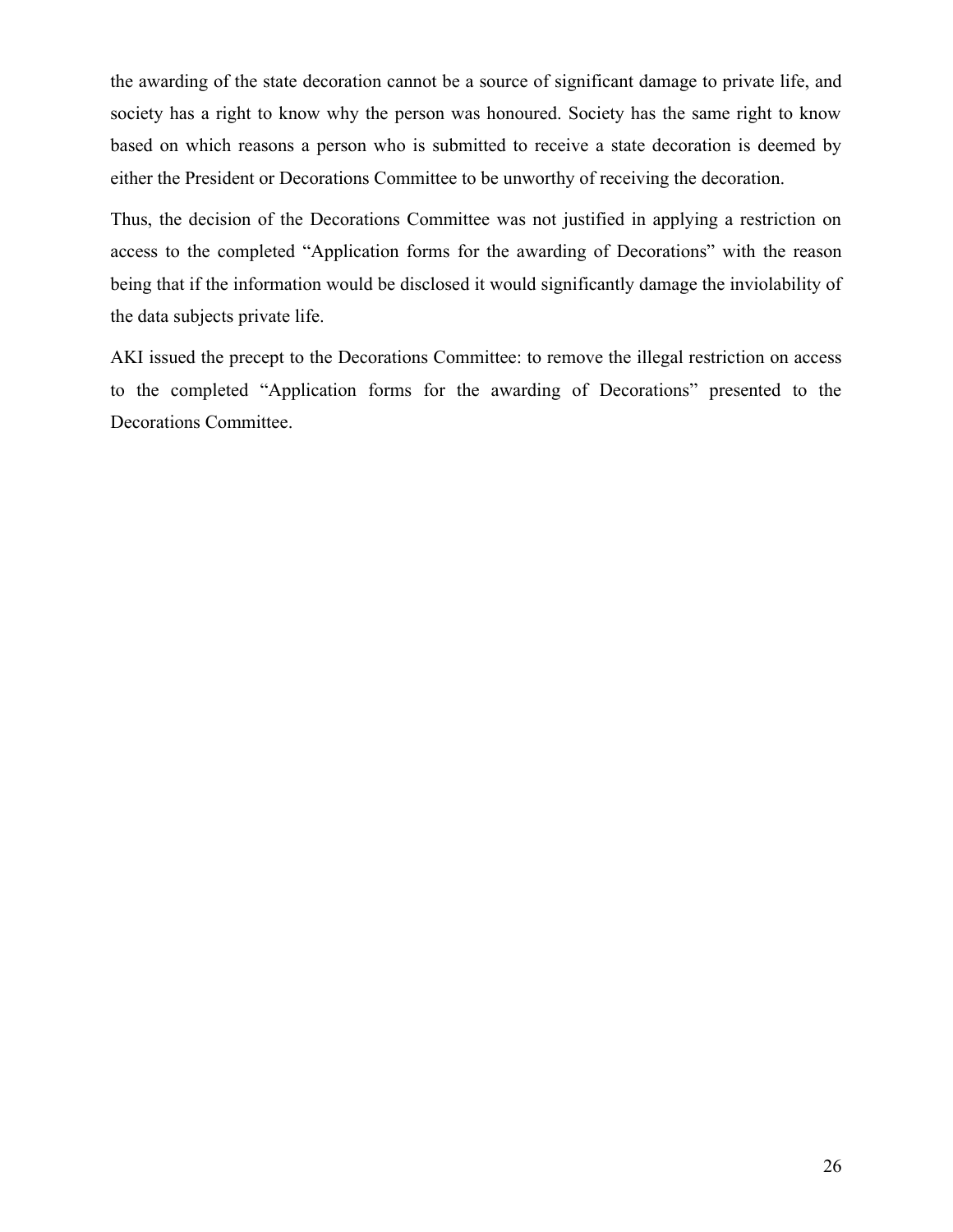the awarding of the state decoration cannot be a source of significant damage to private life, and society has a right to know why the person was honoured. Society has the same right to know based on which reasons a person who is submitted to receive a state decoration is deemed by either the President or Decorations Committee to be unworthy of receiving the decoration.

Thus, the decision of the Decorations Committee was not justified in applying a restriction on access to the completed "Application forms for the awarding of Decorations" with the reason being that if the information would be disclosed it would significantly damage the inviolability of the data subjects private life.

AKI issued the precept to the Decorations Committee: to remove the illegal restriction on access to the completed "Application forms for the awarding of Decorations" presented to the Decorations Committee.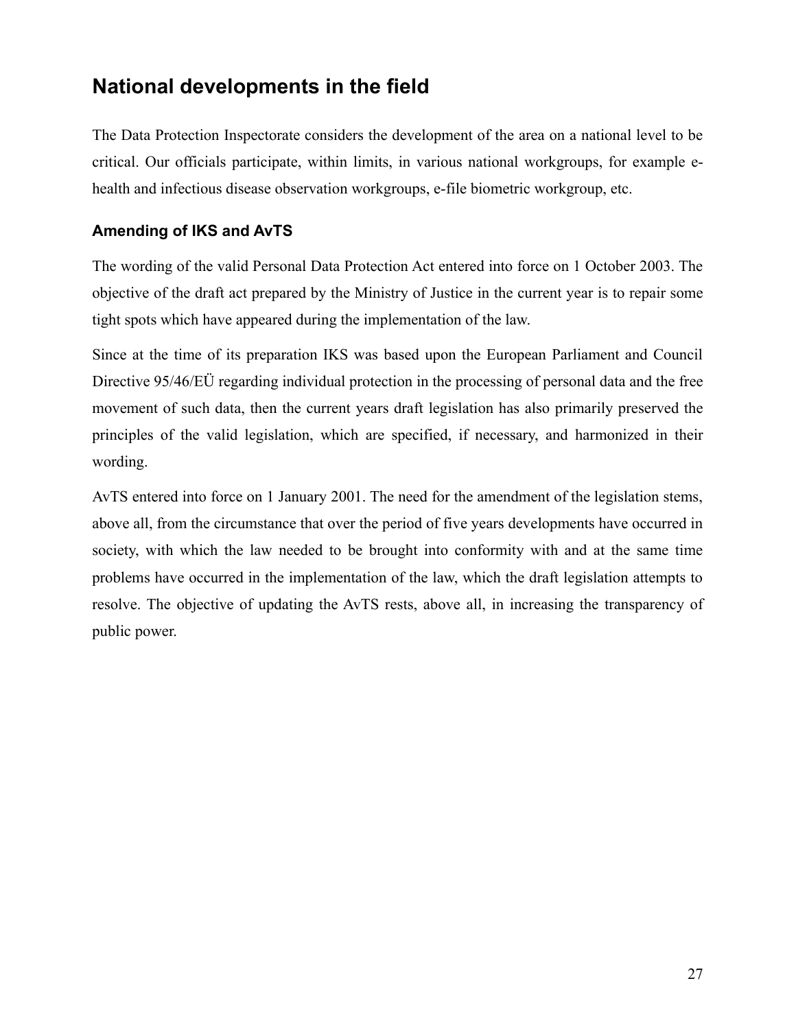## National developments in the field

The Data Protection Inspectorate considers the development of the area on a national level to be critical. Our officials participate, within limits, in various national workgroups, for example e-health and infectious disease observation workgroups, e-file biometric workgroup, etc.

### Amending of IKS and AvTS

The wording of the valid Personal Data Protection Act entered into force on 1 October 2003. The objective of the draft act prepared by the Ministry of Justice in the current year is to repair some tight spots which have appeared during the implementation of the law.

Since at the time of its preparation IKS was based upon the European Parliament and Council Directive 95/46/EÜ regarding individual protection in the processing of personal data and the free movement of such data, then the current years draft legislation has also primarily preserved the principles of the valid legislation, which are specified, if necessary, and harmonized in their wording.

AvTS entered into force on 1 January 2001. The need for the amendment of the legislation stems, above all, from the circumstance that over the period of five years developments have occurred in society, with which the law needed to be brought into conformity with and at the same time problems have occurred in the implementation of the law, which the draft legislation attempts to resolve. The objective of updating the AvTS rests, above all, in increasing the transparency of public power.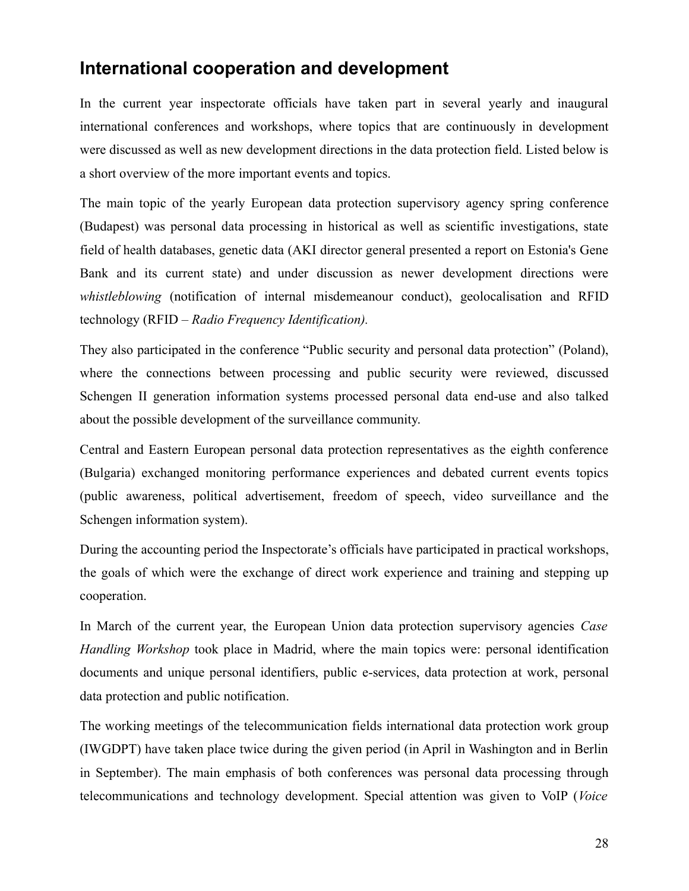## International cooperation and development

In the current year inspectorate officials have taken part in several yearly and inaugural international conferences and workshops, where topics that are continuously in development were discussed as well as new development directions in the data protection field. Listed below is a short overview of the more important events and topics.

The main topic of the yearly European data protection supervisory agency spring conference (Budapest) was personal data processing in historical as well as scientific investigations, state field of health databases, genetic data (AKI director general presented a report on Estonia's Gene Bank and its current state) and under discussion as newer development directions were *whistleblowing* (notification of internal misdemeanour conduct), geolocalisation and RFID technology (RFID – *Radio Frequency Identification).*

They also participated in the conference "Public security and personal data protection" (Poland), where the connections between processing and public security were reviewed, discussed Schengen II generation information systems processed personal data end-use and also talked about the possible development of the surveillance community.

Central and Eastern European personal data protection representatives as the eighth conference (Bulgaria) exchanged monitoring performance experiences and debated current events topics (public awareness, political advertisement, freedom of speech, video surveillance and the Schengen information system).

During the accounting period the Inspectorate's officials have participated in practical workshops, the goals of which were the exchange of direct work experience and training and stepping up cooperation.

In March of the current year, the European Union data protection supervisory agencies *Case Handling Workshop* took place in Madrid, where the main topics were: personal identification documents and unique personal identifiers, public e-services, data protection at work, personal data protection and public notification.

The working meetings of the telecommunication fields international data protection work group (IWGDPT) have taken place twice during the given period (in April in Washington and in Berlin in September). The main emphasis of both conferences was personal data processing through telecommunications and technology development. Special attention was given to VoIP (*Voice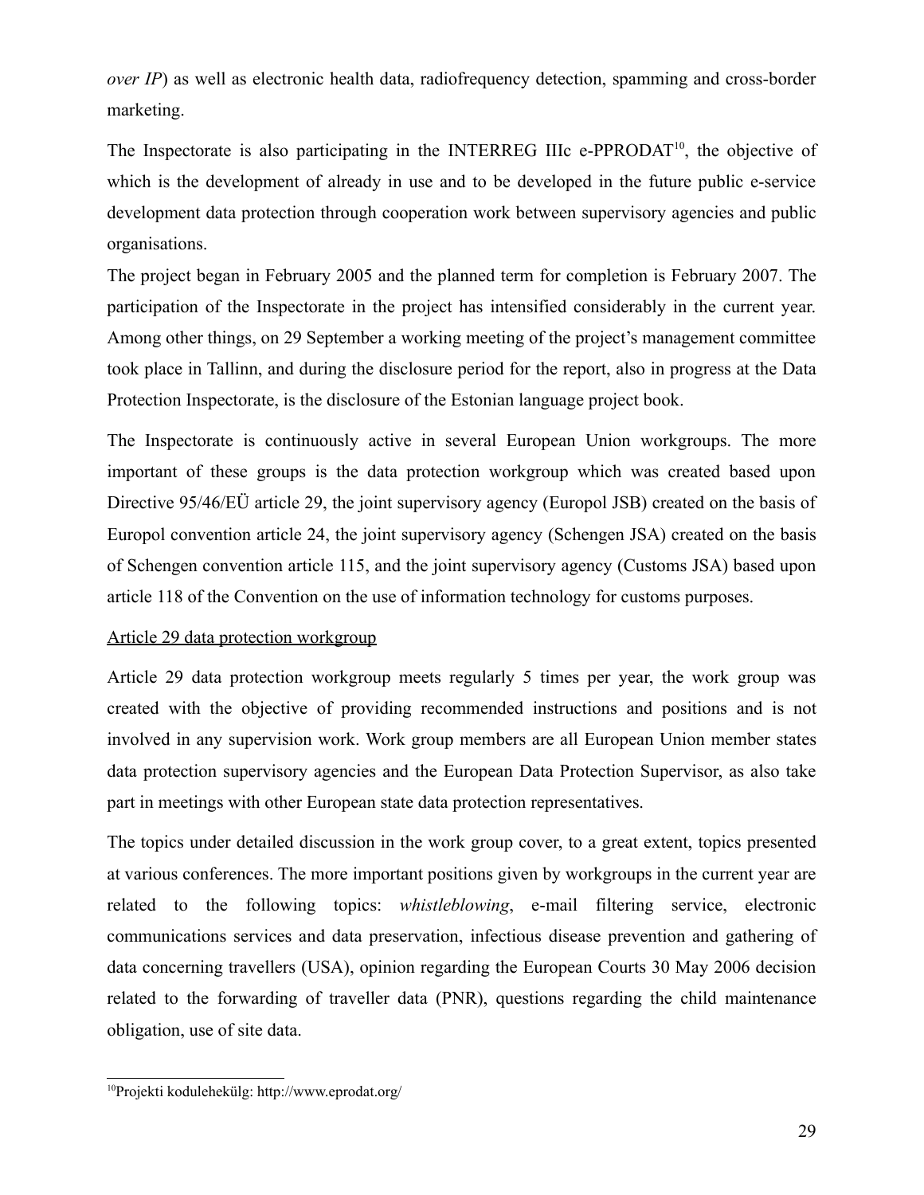*over IP*) as well as electronic health data, radiofrequency detection, spamming and cross-border marketing.

The Inspectorate is also participating in the INTERREG IIIc e-PPRODAT[10], the objective of which is the development of already in use and to be developed in the future public e-service development data protection through cooperation work between supervisory agencies and public organisations.

The project began in February 2005 and the planned term for completion is February 2007. The participation of the Inspectorate in the project has intensified considerably in the current year. Among other things, on 29 September a working meeting of the project's management committee took place in Tallinn, and during the disclosure period for the report, also in progress at the Data Protection Inspectorate, is the disclosure of the Estonian language project book.

The Inspectorate is continuously active in several European Union workgroups. The more important of these groups is the data protection workgroup which was created based upon Directive 95/46/EÜ article 29, the joint supervisory agency (Europol JSB) created on the basis of Europol convention article 24, the joint supervisory agency (Schengen JSA) created on the basis of Schengen convention article 115, and the joint supervisory agency (Customs JSA) based upon article 118 of the Convention on the use of information technology for customs purposes.

<u>Article 29 data protection workgroup</u>

Article 29 data protection workgroup meets regularly 5 times per year, the work group was created with the objective of providing recommended instructions and positions and is not involved in any supervision work. Work group members are all European Union member states data protection supervisory agencies and the European Data Protection Supervisor, as also take part in meetings with other European state data protection representatives.

The topics under detailed discussion in the work group cover, to a great extent, topics presented at various conferences. The more important positions given by workgroups in the current year are related to the following topics: *whistleblowing*, e-mail filtering service, electronic communications services and data preservation, infectious disease prevention and gathering of data concerning travellers (USA), opinion regarding the European Courts 30 May 2006 decision related to the forwarding of traveller data (PNR), questions regarding the child maintenance obligation, use of site data.

---

[10] Projekti kodulehekülg: http://www.eprodat.org/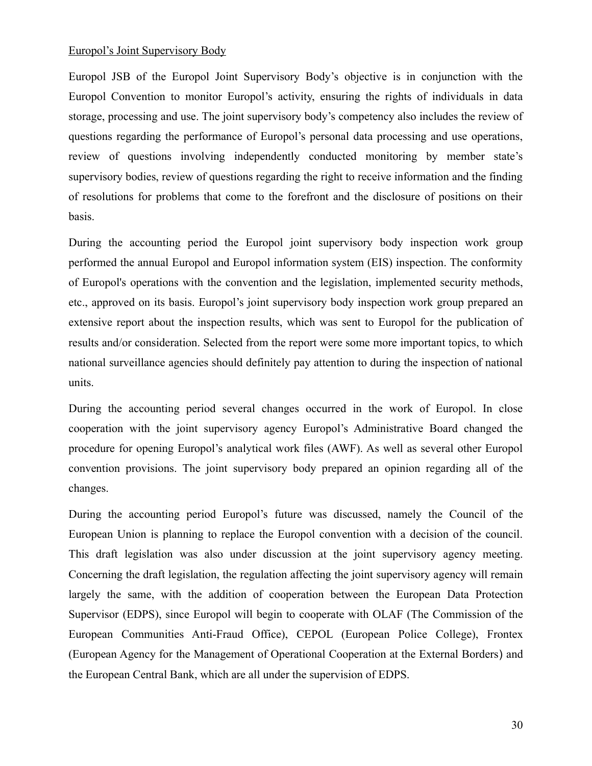<u>Europol's Joint Supervisory Body</u>

Europol JSB of the Europol Joint Supervisory Body's objective is in conjunction with the Europol Convention to monitor Europol's activity, ensuring the rights of individuals in data storage, processing and use. The joint supervisory body's competency also includes the review of questions regarding the performance of Europol's personal data processing and use operations, review of questions involving independently conducted monitoring by member state's supervisory bodies, review of questions regarding the right to receive information and the finding of resolutions for problems that come to the forefront and the disclosure of positions on their basis.

During the accounting period the Europol joint supervisory body inspection work group performed the annual Europol and Europol information system (EIS) inspection. The conformity of Europol's operations with the convention and the legislation, implemented security methods, etc., approved on its basis. Europol's joint supervisory body inspection work group prepared an extensive report about the inspection results, which was sent to Europol for the publication of results and/or consideration. Selected from the report were some more important topics, to which national surveillance agencies should definitely pay attention to during the inspection of national units.

During the accounting period several changes occurred in the work of Europol. In close cooperation with the joint supervisory agency Europol's Administrative Board changed the procedure for opening Europol's analytical work files (AWF). As well as several other Europol convention provisions. The joint supervisory body prepared an opinion regarding all of the changes.

During the accounting period Europol's future was discussed, namely the Council of the European Union is planning to replace the Europol convention with a decision of the council. This draft legislation was also under discussion at the joint supervisory agency meeting. Concerning the draft legislation, the regulation affecting the joint supervisory agency will remain largely the same, with the addition of cooperation between the European Data Protection Supervisor (EDPS), since Europol will begin to cooperate with OLAF (The Commission of the European Communities Anti-Fraud Office), CEPOL (European Police College), Frontex (European Agency for the Management of Operational Cooperation at the External Borders) and the European Central Bank, which are all under the supervision of EDPS.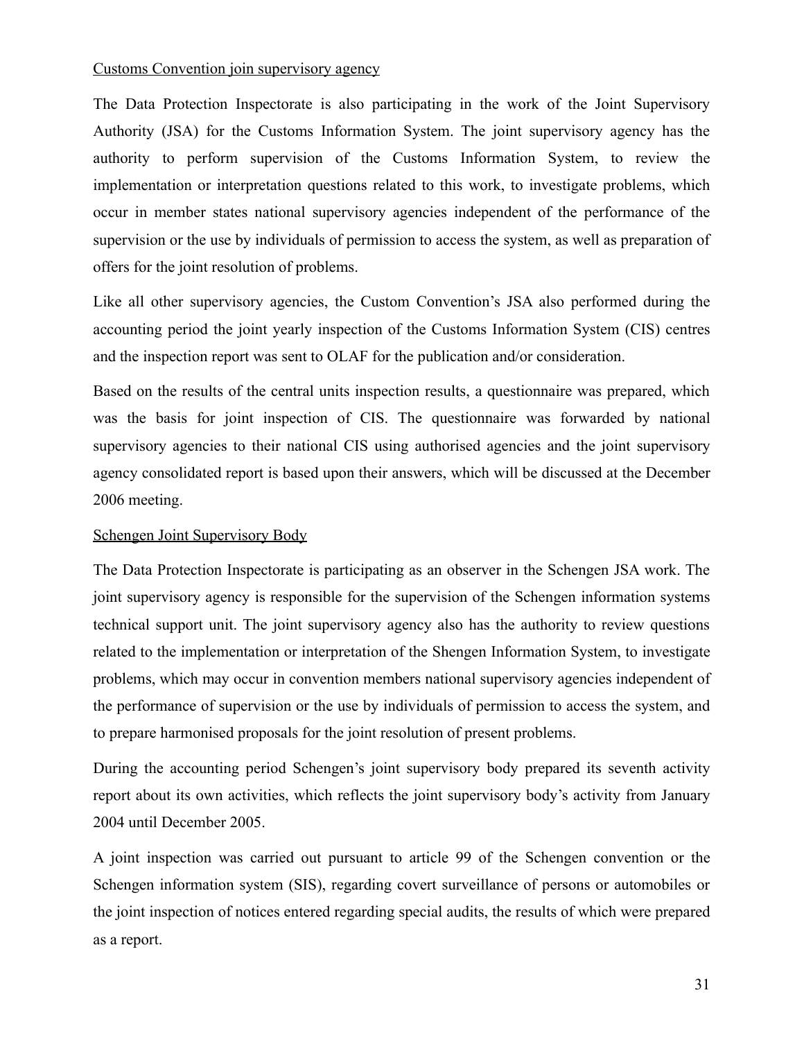<u>Customs Convention join supervisory agency</u>

The Data Protection Inspectorate is also participating in the work of the Joint Supervisory Authority (JSA) for the Customs Information System. The joint supervisory agency has the authority to perform supervision of the Customs Information System, to review the implementation or interpretation questions related to this work, to investigate problems, which occur in member states national supervisory agencies independent of the performance of the supervision or the use by individuals of permission to access the system, as well as preparation of offers for the joint resolution of problems.

Like all other supervisory agencies, the Custom Convention's JSA also performed during the accounting period the joint yearly inspection of the Customs Information System (CIS) centres and the inspection report was sent to OLAF for the publication and/or consideration.

Based on the results of the central units inspection results, a questionnaire was prepared, which was the basis for joint inspection of CIS. The questionnaire was forwarded by national supervisory agencies to their national CIS using authorised agencies and the joint supervisory agency consolidated report is based upon their answers, which will be discussed at the December 2006 meeting.

<u>Schengen Joint Supervisory Body</u>

The Data Protection Inspectorate is participating as an observer in the Schengen JSA work. The joint supervisory agency is responsible for the supervision of the Schengen information systems technical support unit. The joint supervisory agency also has the authority to review questions related to the implementation or interpretation of the Shengen Information System, to investigate problems, which may occur in convention members national supervisory agencies independent of the performance of supervision or the use by individuals of permission to access the system, and to prepare harmonised proposals for the joint resolution of present problems.

During the accounting period Schengen's joint supervisory body prepared its seventh activity report about its own activities, which reflects the joint supervisory body's activity from January 2004 until December 2005.

A joint inspection was carried out pursuant to article 99 of the Schengen convention or the Schengen information system (SIS), regarding covert surveillance of persons or automobiles or the joint inspection of notices entered regarding special audits, the results of which were prepared as a report.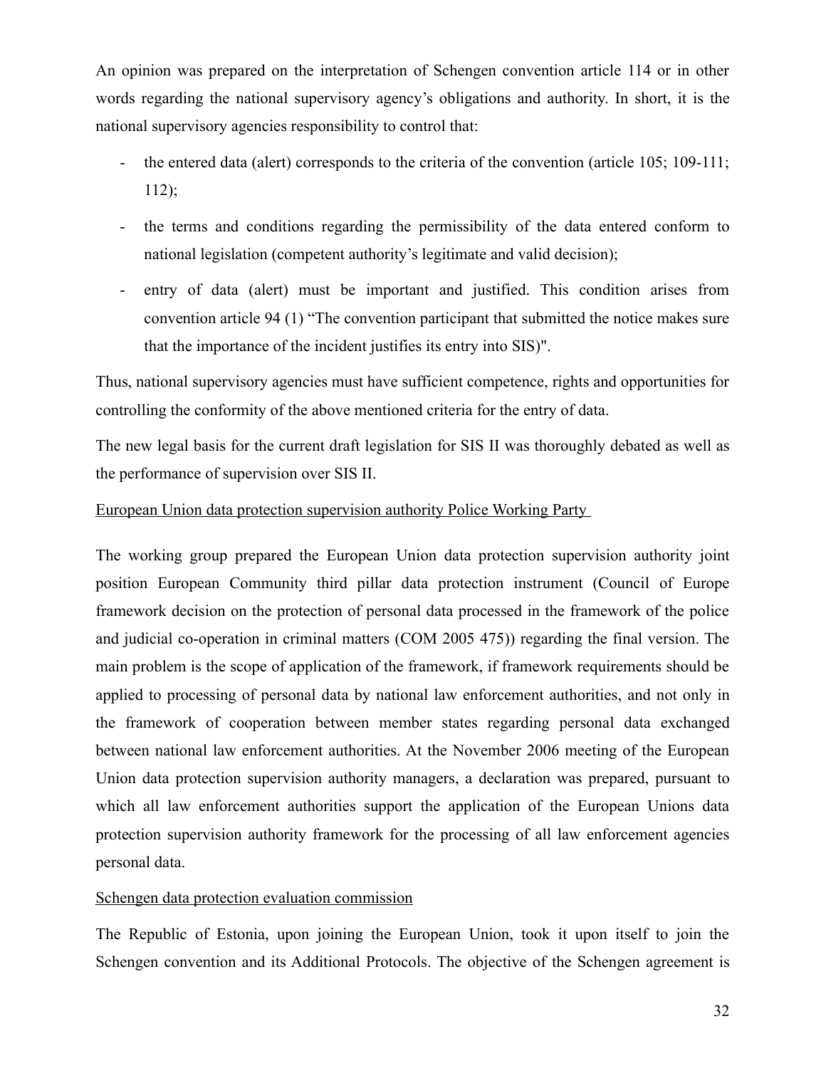An opinion was prepared on the interpretation of Schengen convention article 114 or in other words regarding the national supervisory agency's obligations and authority. In short, it is the national supervisory agencies responsibility to control that:

- the entered data (alert) corresponds to the criteria of the convention (article 105; 109-111; 112);
- the terms and conditions regarding the permissibility of the data entered conform to national legislation (competent authority's legitimate and valid decision);
- entry of data (alert) must be important and justified. This condition arises from convention article 94 (1) "The convention participant that submitted the notice makes sure that the importance of the incident justifies its entry into SIS)".

Thus, national supervisory agencies must have sufficient competence, rights and opportunities for controlling the conformity of the above mentioned criteria for the entry of data.

The new legal basis for the current draft legislation for SIS II was thoroughly debated as well as the performance of supervision over SIS II.

<u>European Union data protection supervision authority Police Working Party</u>

The working group prepared the European Union data protection supervision authority joint position European Community third pillar data protection instrument (Council of Europe framework decision on the protection of personal data processed in the framework of the police and judicial co-operation in criminal matters (COM 2005 475)) regarding the final version. The main problem is the scope of application of the framework, if framework requirements should be applied to processing of personal data by national law enforcement authorities, and not only in the framework of cooperation between member states regarding personal data exchanged between national law enforcement authorities. At the November 2006 meeting of the European Union data protection supervision authority managers, a declaration was prepared, pursuant to which all law enforcement authorities support the application of the European Unions data protection supervision authority framework for the processing of all law enforcement agencies personal data.

<u>Schengen data protection evaluation commission</u>

The Republic of Estonia, upon joining the European Union, took it upon itself to join the Schengen convention and its Additional Protocols. The objective of the Schengen agreement is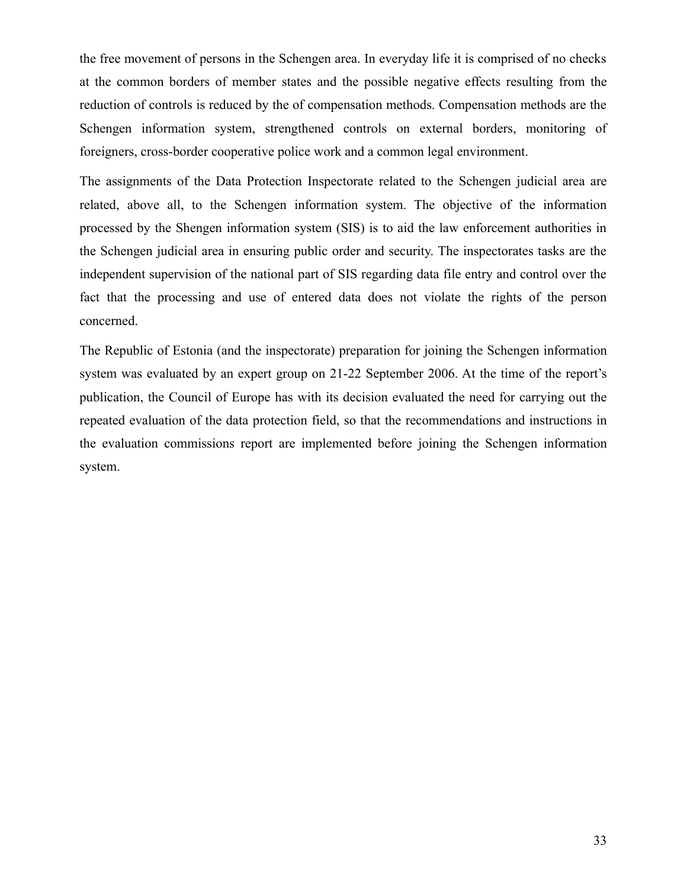the free movement of persons in the Schengen area. In everyday life it is comprised of no checks at the common borders of member states and the possible negative effects resulting from the reduction of controls is reduced by the of compensation methods. Compensation methods are the Schengen information system, strengthened controls on external borders, monitoring of foreigners, cross-border cooperative police work and a common legal environment.

The assignments of the Data Protection Inspectorate related to the Schengen judicial area are related, above all, to the Schengen information system. The objective of the information processed by the Shengen information system (SIS) is to aid the law enforcement authorities in the Schengen judicial area in ensuring public order and security. The inspectorates tasks are the independent supervision of the national part of SIS regarding data file entry and control over the fact that the processing and use of entered data does not violate the rights of the person concerned.

The Republic of Estonia (and the inspectorate) preparation for joining the Schengen information system was evaluated by an expert group on 21-22 September 2006. At the time of the report's publication, the Council of Europe has with its decision evaluated the need for carrying out the repeated evaluation of the data protection field, so that the recommendations and instructions in the evaluation commissions report are implemented before joining the Schengen information system.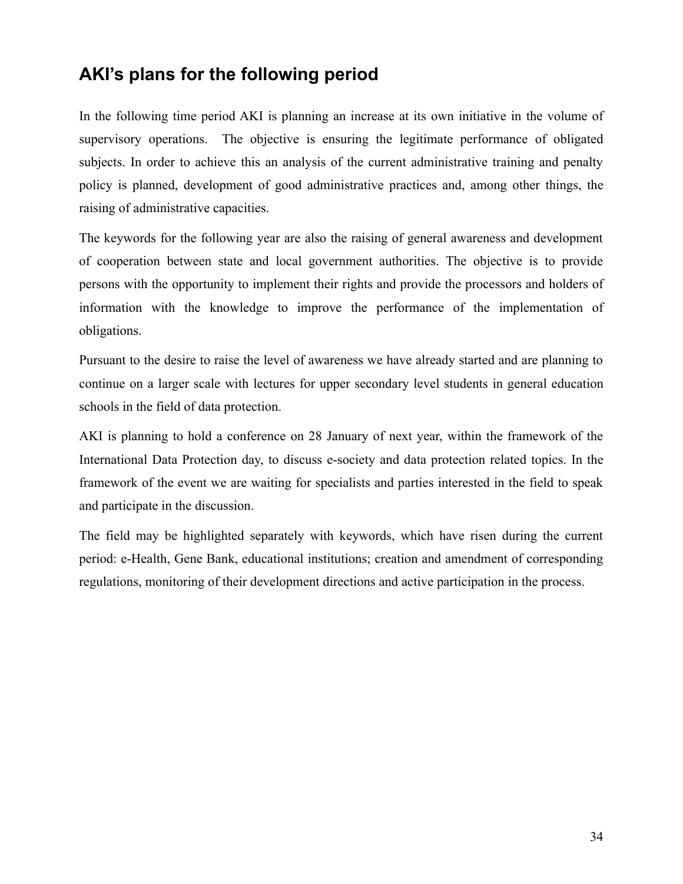## AKI's plans for the following period

In the following time period AKI is planning an increase at its own initiative in the volume of supervisory operations. The objective is ensuring the legitimate performance of obligated subjects. In order to achieve this an analysis of the current administrative training and penalty policy is planned, development of good administrative practices and, among other things, the raising of administrative capacities.

The keywords for the following year are also the raising of general awareness and development of cooperation between state and local government authorities. The objective is to provide persons with the opportunity to implement their rights and provide the processors and holders of information with the knowledge to improve the performance of the implementation of obligations.

Pursuant to the desire to raise the level of awareness we have already started and are planning to continue on a larger scale with lectures for upper secondary level students in general education schools in the field of data protection.

AKI is planning to hold a conference on 28 January of next year, within the framework of the International Data Protection day, to discuss e-society and data protection related topics. In the framework of the event we are waiting for specialists and parties interested in the field to speak and participate in the discussion.

The field may be highlighted separately with keywords, which have risen during the current period: e-Health, Gene Bank, educational institutions; creation and amendment of corresponding regulations, monitoring of their development directions and active participation in the process.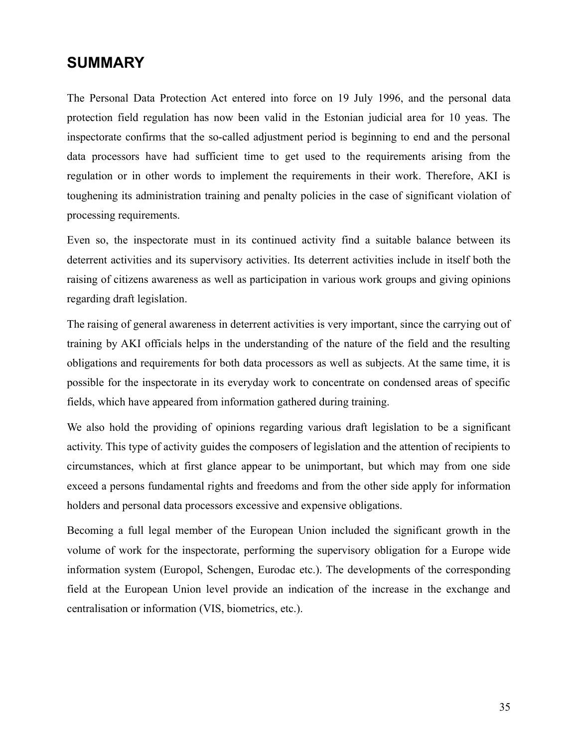## SUMMARY

The Personal Data Protection Act entered into force on 19 July 1996, and the personal data protection field regulation has now been valid in the Estonian judicial area for 10 yeas. The inspectorate confirms that the so-called adjustment period is beginning to end and the personal data processors have had sufficient time to get used to the requirements arising from the regulation or in other words to implement the requirements in their work. Therefore, AKI is toughening its administration training and penalty policies in the case of significant violation of processing requirements.

Even so, the inspectorate must in its continued activity find a suitable balance between its deterrent activities and its supervisory activities. Its deterrent activities include in itself both the raising of citizens awareness as well as participation in various work groups and giving opinions regarding draft legislation.

The raising of general awareness in deterrent activities is very important, since the carrying out of training by AKI officials helps in the understanding of the nature of the field and the resulting obligations and requirements for both data processors as well as subjects. At the same time, it is possible for the inspectorate in its everyday work to concentrate on condensed areas of specific fields, which have appeared from information gathered during training.

We also hold the providing of opinions regarding various draft legislation to be a significant activity. This type of activity guides the composers of legislation and the attention of recipients to circumstances, which at first glance appear to be unimportant, but which may from one side exceed a persons fundamental rights and freedoms and from the other side apply for information holders and personal data processors excessive and expensive obligations.

Becoming a full legal member of the European Union included the significant growth in the volume of work for the inspectorate, performing the supervisory obligation for a Europe wide information system (Europol, Schengen, Eurodac etc.). The developments of the corresponding field at the European Union level provide an indication of the increase in the exchange and centralisation or information (VIS, biometrics, etc.).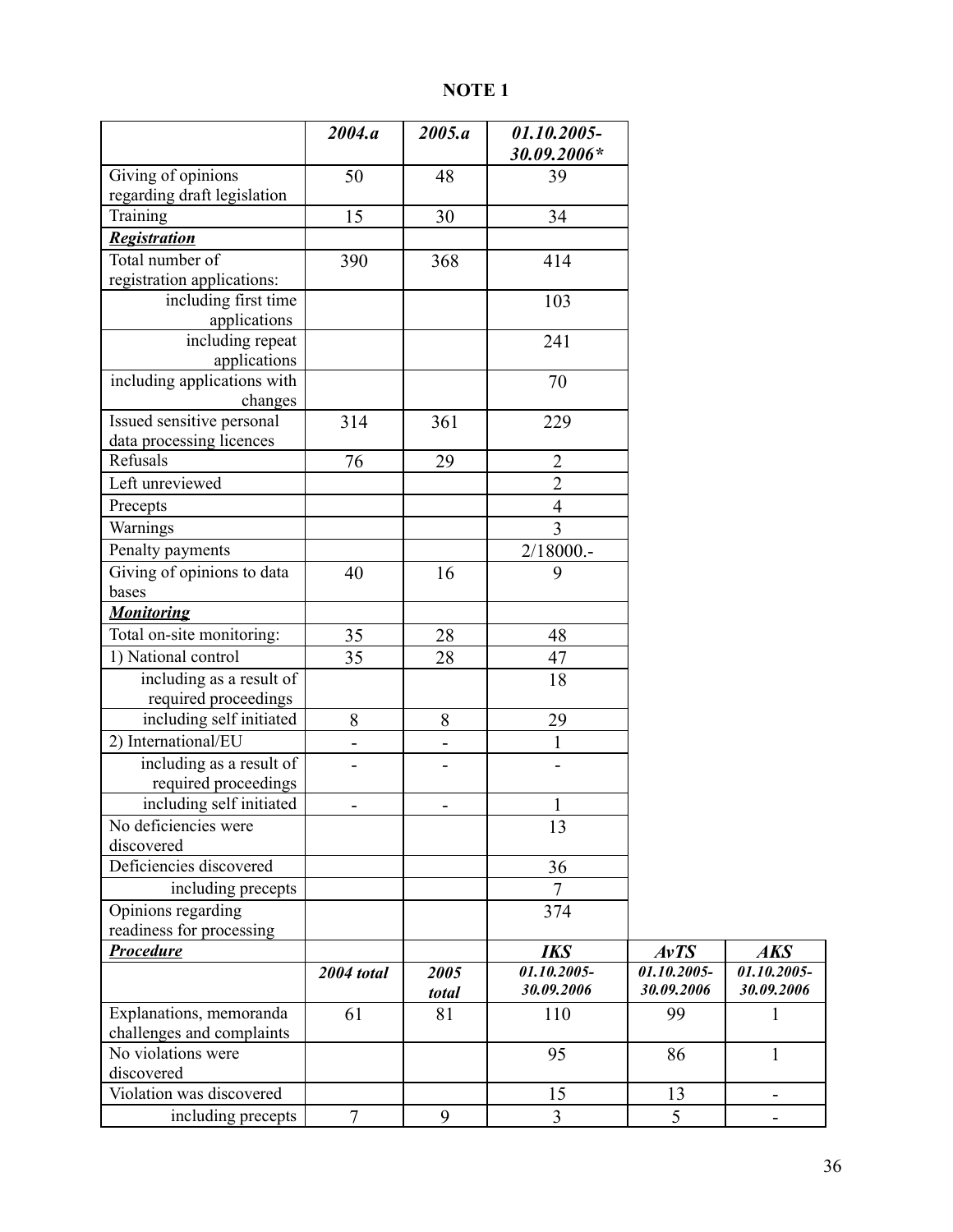# NOTE 1

| | *2004.a* | *2005.a* | *01.10.2005-30.09.2006** | | |
|---|---|---|---|---|---|
| Giving of opinions regarding draft legislation | 50 | 48 | 39 | | |
| Training | 15 | 30 | 34 | | |
| ***Registration*** | | | | | |
| Total number of registration applications: | 390 | 368 | 414 | | |
| including first time applications | | | 103 | | |
| including repeat applications | | | 241 | | |
| including applications with changes | | | 70 | | |
| Issued sensitive personal data processing licences | 314 | 361 | 229 | | |
| Refusals | 76 | 29 | 2 | | |
| Left unreviewed | | | 2 | | |
| Precepts | | | 4 | | |
| Warnings | | | 3 | | |
| Penalty payments | | | 2/18000.- | | |
| Giving of opinions to data bases | 40 | 16 | 9 | | |
| ***Monitoring*** | | | | | |
| Total on-site monitoring: | 35 | 28 | 48 | | |
| 1) National control | 35 | 28 | 47 | | |
| including as a result of required proceedings | | | 18 | | |
| including self initiated | 8 | 8 | 29 | | |
| 2) International/EU | - | - | 1 | | |
| including as a result of required proceedings | - | - | - | | |
| including self initiated | - | - | 1 | | |
| No deficiencies were discovered | | | 13 | | |
| Deficiencies discovered | | | 36 | | |
| including precepts | | | 7 | | |
| Opinions regarding readiness for processing | | | 374 | | |
| ***Procedure*** | | | ***IKS*** | ***AvTS*** | ***AKS*** |
| | ***2004 total*** | ***2005 total*** | ***01.10.2005-30.09.2006*** | ***01.10.2005-30.09.2006*** | ***01.10.2005-30.09.2006*** |
| Explanations, memoranda challenges and complaints | 61 | 81 | 110 | 99 | 1 |
| No violations were discovered | | | 95 | 86 | 1 |
| Violation was discovered | | | 15 | 13 | - |
| including precepts | 7 | 9 | 3 | 5 | - |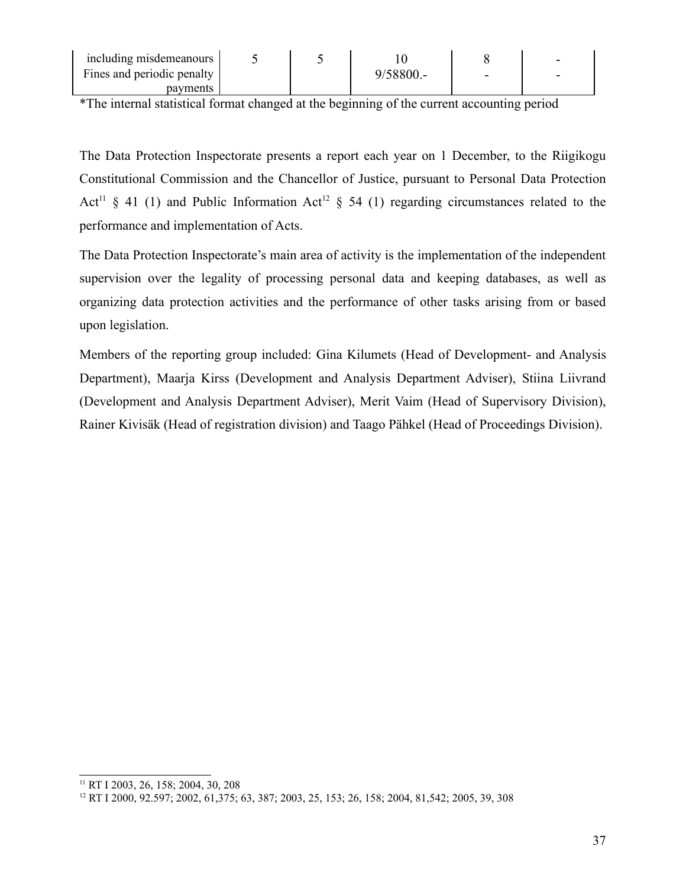| | | | | | |
|---|---|---|---|---|---|
| including misdemeanours | 5 | 5 | 10 | 8 | - |
| Fines and periodic penalty payments | | | 9/58800.- | - | - |

*The internal statistical format changed at the beginning of the current accounting period

The Data Protection Inspectorate presents a report each year on 1 December, to the Riigikogu Constitutional Commission and the Chancellor of Justice, pursuant to Personal Data Protection Act[11] § 41 (1) and Public Information Act[12] § 54 (1) regarding circumstances related to the performance and implementation of Acts.

The Data Protection Inspectorate's main area of activity is the implementation of the independent supervision over the legality of processing personal data and keeping databases, as well as organizing data protection activities and the performance of other tasks arising from or based upon legislation.

Members of the reporting group included: Gina Kilumets (Head of Development- and Analysis Department), Maarja Kirss (Development and Analysis Department Adviser), Stiina Liivrand (Development and Analysis Department Adviser), Merit Vaim (Head of Supervisory Division), Rainer Kivisäk (Head of registration division) and Taago Pähkel (Head of Proceedings Division).

---

[11] RT I 2003, 26, 158; 2004, 30, 208

[12] RT I 2000, 92.597; 2002, 61,375; 63, 387; 2003, 25, 153; 26, 158; 2004, 81,542; 2005, 39, 308